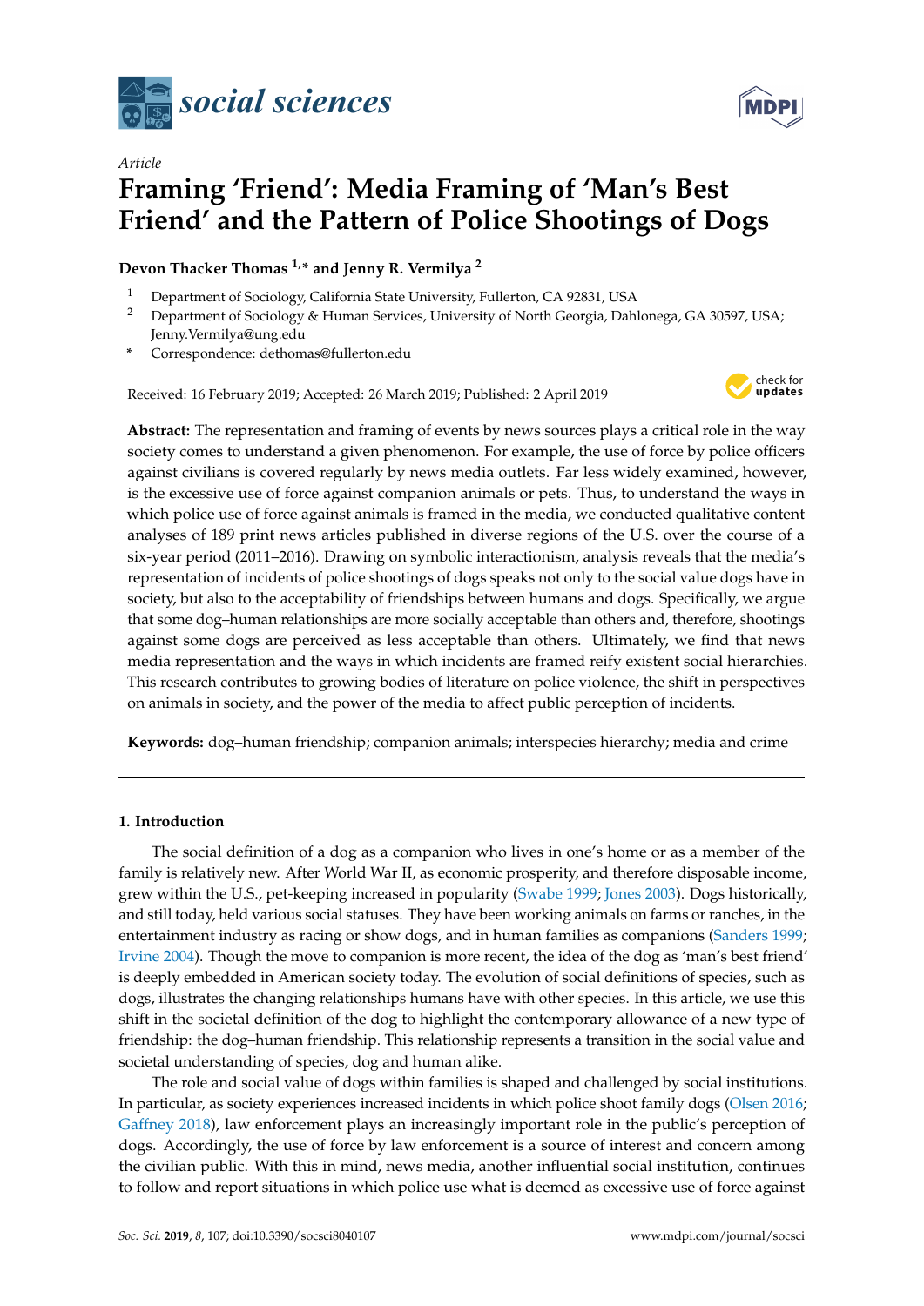*Article*

# Framing 'Friend': Media Framing of 'Man's Best Friend' and the Pattern of Police Shootings of Dogs

**Devon Thacker Thomas [1,*] and Jenny R. Vermilya [2]**

[1] Department of Sociology, California State University, Fullerton, CA 92831, USA

[2] Department of Sociology & Human Services, University of North Georgia, Dahlonega, GA 30597, USA; Jenny.Vermilya@ung.edu

\* Correspondence: dethomas@fullerton.edu

Received: 16 February 2019; Accepted: 26 March 2019; Published: 2 April 2019

**Abstract:** The representation and framing of events by news sources plays a critical role in the way society comes to understand a given phenomenon. For example, the use of force by police officers against civilians is covered regularly by news media outlets. Far less widely examined, however, is the excessive use of force against companion animals or pets. Thus, to understand the ways in which police use of force against animals is framed in the media, we conducted qualitative content analyses of 189 print news articles published in diverse regions of the U.S. over the course of a six-year period (2011–2016). Drawing on symbolic interactionism, analysis reveals that the media's representation of incidents of police shootings of dogs speaks not only to the social value dogs have in society, but also to the acceptability of friendships between humans and dogs. Specifically, we argue that some dog–human relationships are more socially acceptable than others and, therefore, shootings against some dogs are perceived as less acceptable than others. Ultimately, we find that news media representation and the ways in which incidents are framed reify existent social hierarchies. This research contributes to growing bodies of literature on police violence, the shift in perspectives on animals in society, and the power of the media to affect public perception of incidents.

**Keywords:** dog–human friendship; companion animals; interspecies hierarchy; media and crime

## 1. Introduction

The social definition of a dog as a companion who lives in one's home or as a member of the family is relatively new. After World War II, as economic prosperity, and therefore disposable income, grew within the U.S., pet-keeping increased in popularity (Swabe 1999; Jones 2003). Dogs historically, and still today, held various social statuses. They have been working animals on farms or ranches, in the entertainment industry as racing or show dogs, and in human families as companions (Sanders 1999; Irvine 2004). Though the move to companion is more recent, the idea of the dog as 'man's best friend' is deeply embedded in American society today. The evolution of social definitions of species, such as dogs, illustrates the changing relationships humans have with other species. In this article, we use this shift in the societal definition of the dog to highlight the contemporary allowance of a new type of friendship: the dog–human friendship. This relationship represents a transition in the social value and societal understanding of species, dog and human alike.

The role and social value of dogs within families is shaped and challenged by social institutions. In particular, as society experiences increased incidents in which police shoot family dogs (Olsen 2016; Gaffney 2018), law enforcement plays an increasingly important role in the public's perception of dogs. Accordingly, the use of force by law enforcement is a source of interest and concern among the civilian public. With this in mind, news media, another influential social institution, continues to follow and report situations in which police use what is deemed as excessive use of force against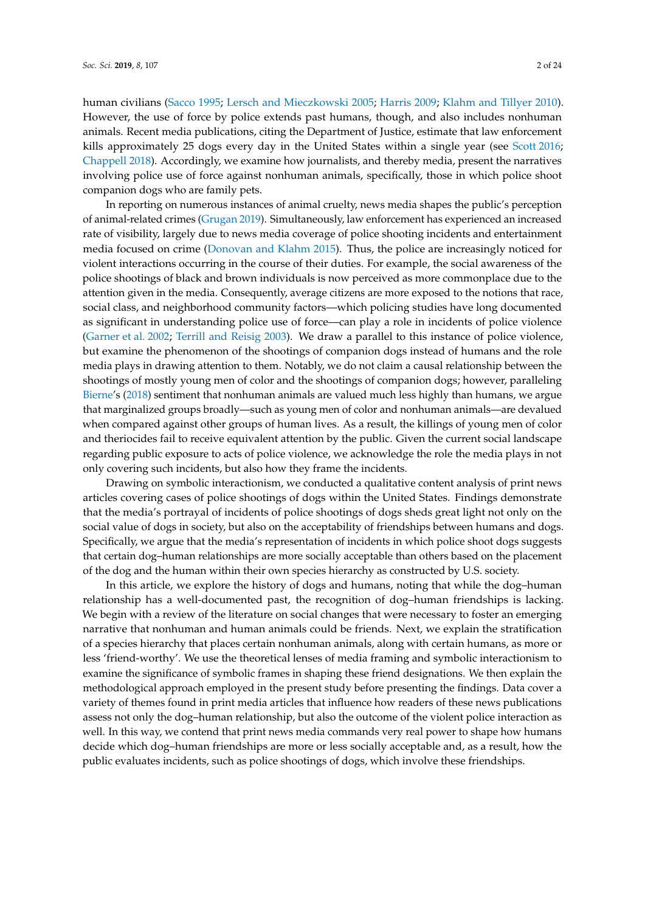human civilians (Sacco 1995; Lersch and Mieczkowski 2005; Harris 2009; Klahm and Tillyer 2010). However, the use of force by police extends past humans, though, and also includes nonhuman animals. Recent media publications, citing the Department of Justice, estimate that law enforcement kills approximately 25 dogs every day in the United States within a single year (see Scott 2016; Chappell 2018). Accordingly, we examine how journalists, and thereby media, present the narratives involving police use of force against nonhuman animals, specifically, those in which police shoot companion dogs who are family pets.

In reporting on numerous instances of animal cruelty, news media shapes the public's perception of animal-related crimes (Grugan 2019). Simultaneously, law enforcement has experienced an increased rate of visibility, largely due to news media coverage of police shooting incidents and entertainment media focused on crime (Donovan and Klahm 2015). Thus, the police are increasingly noticed for violent interactions occurring in the course of their duties. For example, the social awareness of the police shootings of black and brown individuals is now perceived as more commonplace due to the attention given in the media. Consequently, average citizens are more exposed to the notions that race, social class, and neighborhood community factors—which policing studies have long documented as significant in understanding police use of force—can play a role in incidents of police violence (Garner et al. 2002; Terrill and Reisig 2003). We draw a parallel to this instance of police violence, but examine the phenomenon of the shootings of companion dogs instead of humans and the role media plays in drawing attention to them. Notably, we do not claim a causal relationship between the shootings of mostly young men of color and the shootings of companion dogs; however, paralleling Bierne's (2018) sentiment that nonhuman animals are valued much less highly than humans, we argue that marginalized groups broadly—such as young men of color and nonhuman animals—are devalued when compared against other groups of human lives. As a result, the killings of young men of color and theriocides fail to receive equivalent attention by the public. Given the current social landscape regarding public exposure to acts of police violence, we acknowledge the role the media plays in not only covering such incidents, but also how they frame the incidents.

Drawing on symbolic interactionism, we conducted a qualitative content analysis of print news articles covering cases of police shootings of dogs within the United States. Findings demonstrate that the media's portrayal of incidents of police shootings of dogs sheds great light not only on the social value of dogs in society, but also on the acceptability of friendships between humans and dogs. Specifically, we argue that the media's representation of incidents in which police shoot dogs suggests that certain dog–human relationships are more socially acceptable than others based on the placement of the dog and the human within their own species hierarchy as constructed by U.S. society.

In this article, we explore the history of dogs and humans, noting that while the dog–human relationship has a well-documented past, the recognition of dog–human friendships is lacking. We begin with a review of the literature on social changes that were necessary to foster an emerging narrative that nonhuman and human animals could be friends. Next, we explain the stratification of a species hierarchy that places certain nonhuman animals, along with certain humans, as more or less 'friend-worthy'. We use the theoretical lenses of media framing and symbolic interactionism to examine the significance of symbolic frames in shaping these friend designations. We then explain the methodological approach employed in the present study before presenting the findings. Data cover a variety of themes found in print media articles that influence how readers of these news publications assess not only the dog–human relationship, but also the outcome of the violent police interaction as well. In this way, we contend that print news media commands very real power to shape how humans decide which dog–human friendships are more or less socially acceptable and, as a result, how the public evaluates incidents, such as police shootings of dogs, which involve these friendships.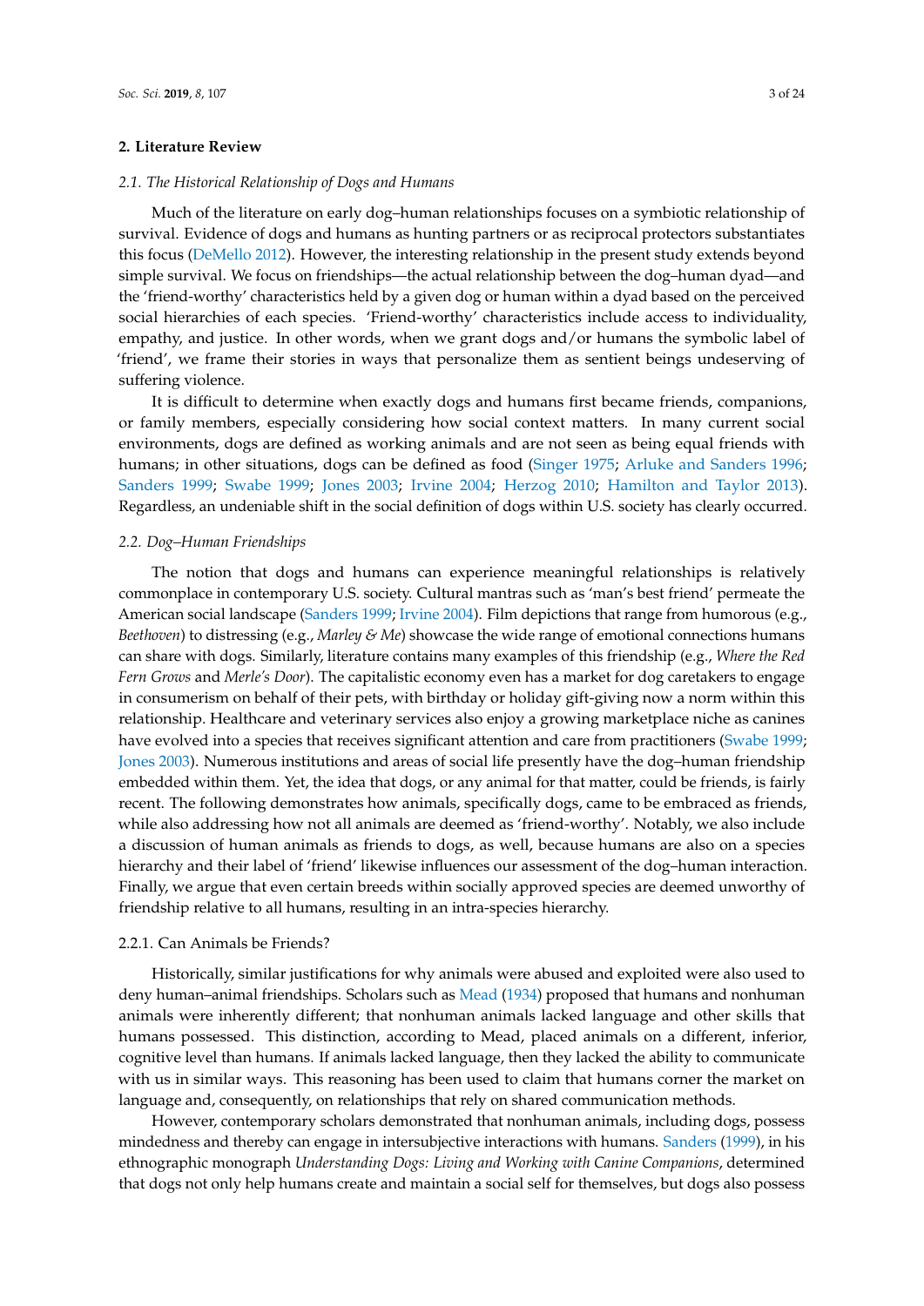## 2. Literature Review

### 2.1. The Historical Relationship of Dogs and Humans

Much of the literature on early dog–human relationships focuses on a symbiotic relationship of survival. Evidence of dogs and humans as hunting partners or as reciprocal protectors substantiates this focus (DeMello 2012). However, the interesting relationship in the present study extends beyond simple survival. We focus on friendships—the actual relationship between the dog–human dyad—and the 'friend-worthy' characteristics held by a given dog or human within a dyad based on the perceived social hierarchies of each species. 'Friend-worthy' characteristics include access to individuality, empathy, and justice. In other words, when we grant dogs and/or humans the symbolic label of 'friend', we frame their stories in ways that personalize them as sentient beings undeserving of suffering violence.

It is difficult to determine when exactly dogs and humans first became friends, companions, or family members, especially considering how social context matters. In many current social environments, dogs are defined as working animals and are not seen as being equal friends with humans; in other situations, dogs can be defined as food (Singer 1975; Arluke and Sanders 1996; Sanders 1999; Swabe 1999; Jones 2003; Irvine 2004; Herzog 2010; Hamilton and Taylor 2013). Regardless, an undeniable shift in the social definition of dogs within U.S. society has clearly occurred.

### 2.2. Dog–Human Friendships

The notion that dogs and humans can experience meaningful relationships is relatively commonplace in contemporary U.S. society. Cultural mantras such as 'man's best friend' permeate the American social landscape (Sanders 1999; Irvine 2004). Film depictions that range from humorous (e.g., *Beethoven*) to distressing (e.g., *Marley & Me*) showcase the wide range of emotional connections humans can share with dogs. Similarly, literature contains many examples of this friendship (e.g., *Where the Red Fern Grows* and *Merle's Door*). The capitalistic economy even has a market for dog caretakers to engage in consumerism on behalf of their pets, with birthday or holiday gift-giving now a norm within this relationship. Healthcare and veterinary services also enjoy a growing marketplace niche as canines have evolved into a species that receives significant attention and care from practitioners (Swabe 1999; Jones 2003). Numerous institutions and areas of social life presently have the dog–human friendship embedded within them. Yet, the idea that dogs, or any animal for that matter, could be friends, is fairly recent. The following demonstrates how animals, specifically dogs, came to be embraced as friends, while also addressing how not all animals are deemed as 'friend-worthy'. Notably, we also include a discussion of human animals as friends to dogs, as well, because humans are also on a species hierarchy and their label of 'friend' likewise influences our assessment of the dog–human interaction. Finally, we argue that even certain breeds within socially approved species are deemed unworthy of friendship relative to all humans, resulting in an intra-species hierarchy.

#### 2.2.1. Can Animals be Friends?

Historically, similar justifications for why animals were abused and exploited were also used to deny human–animal friendships. Scholars such as Mead (1934) proposed that humans and nonhuman animals were inherently different; that nonhuman animals lacked language and other skills that humans possessed. This distinction, according to Mead, placed animals on a different, inferior, cognitive level than humans. If animals lacked language, then they lacked the ability to communicate with us in similar ways. This reasoning has been used to claim that humans corner the market on language and, consequently, on relationships that rely on shared communication methods.

However, contemporary scholars demonstrated that nonhuman animals, including dogs, possess mindedness and thereby can engage in intersubjective interactions with humans. Sanders (1999), in his ethnographic monograph *Understanding Dogs: Living and Working with Canine Companions*, determined that dogs not only help humans create and maintain a social self for themselves, but dogs also possess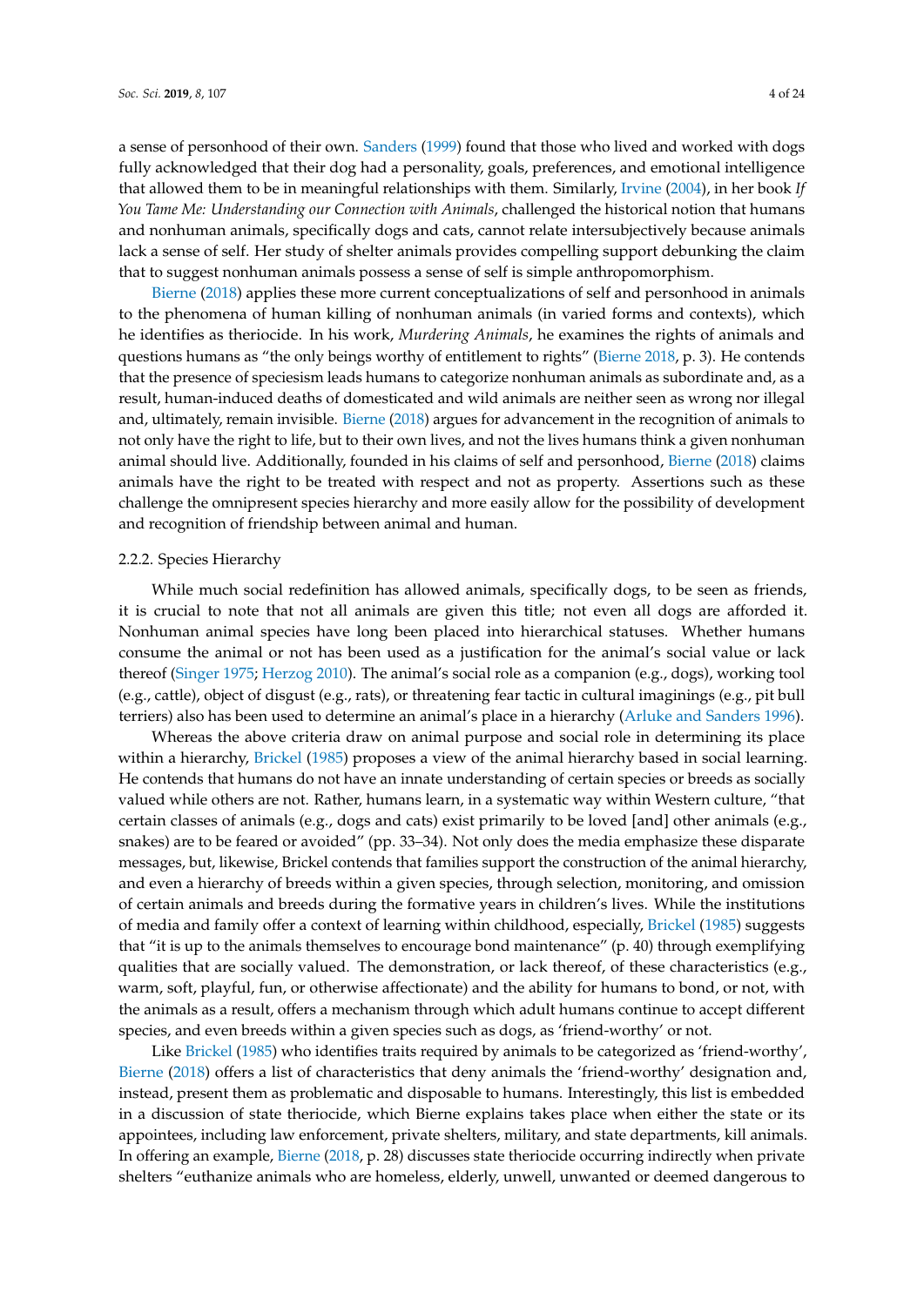a sense of personhood of their own. Sanders (1999) found that those who lived and worked with dogs fully acknowledged that their dog had a personality, goals, preferences, and emotional intelligence that allowed them to be in meaningful relationships with them. Similarly, Irvine (2004), in her book *If You Tame Me: Understanding our Connection with Animals*, challenged the historical notion that humans and nonhuman animals, specifically dogs and cats, cannot relate intersubjectively because animals lack a sense of self. Her study of shelter animals provides compelling support debunking the claim that to suggest nonhuman animals possess a sense of self is simple anthropomorphism.

Bierne (2018) applies these more current conceptualizations of self and personhood in animals to the phenomena of human killing of nonhuman animals (in varied forms and contexts), which he identifies as theriocide. In his work, *Murdering Animals*, he examines the rights of animals and questions humans as "the only beings worthy of entitlement to rights" (Bierne 2018, p. 3). He contends that the presence of speciesism leads humans to categorize nonhuman animals as subordinate and, as a result, human-induced deaths of domesticated and wild animals are neither seen as wrong nor illegal and, ultimately, remain invisible. Bierne (2018) argues for advancement in the recognition of animals to not only have the right to life, but to their own lives, and not the lives humans think a given nonhuman animal should live. Additionally, founded in his claims of self and personhood, Bierne (2018) claims animals have the right to be treated with respect and not as property. Assertions such as these challenge the omnipresent species hierarchy and more easily allow for the possibility of development and recognition of friendship between animal and human.

#### 2.2.2. Species Hierarchy

While much social redefinition has allowed animals, specifically dogs, to be seen as friends, it is crucial to note that not all animals are given this title; not even all dogs are afforded it. Nonhuman animal species have long been placed into hierarchical statuses. Whether humans consume the animal or not has been used as a justification for the animal's social value or lack thereof (Singer 1975; Herzog 2010). The animal's social role as a companion (e.g., dogs), working tool (e.g., cattle), object of disgust (e.g., rats), or threatening fear tactic in cultural imaginings (e.g., pit bull terriers) also has been used to determine an animal's place in a hierarchy (Arluke and Sanders 1996).

Whereas the above criteria draw on animal purpose and social role in determining its place within a hierarchy, Brickel (1985) proposes a view of the animal hierarchy based in social learning. He contends that humans do not have an innate understanding of certain species or breeds as socially valued while others are not. Rather, humans learn, in a systematic way within Western culture, "that certain classes of animals (e.g., dogs and cats) exist primarily to be loved [and] other animals (e.g., snakes) are to be feared or avoided" (pp. 33–34). Not only does the media emphasize these disparate messages, but, likewise, Brickel contends that families support the construction of the animal hierarchy, and even a hierarchy of breeds within a given species, through selection, monitoring, and omission of certain animals and breeds during the formative years in children's lives. While the institutions of media and family offer a context of learning within childhood, especially, Brickel (1985) suggests that "it is up to the animals themselves to encourage bond maintenance" (p. 40) through exemplifying qualities that are socially valued. The demonstration, or lack thereof, of these characteristics (e.g., warm, soft, playful, fun, or otherwise affectionate) and the ability for humans to bond, or not, with the animals as a result, offers a mechanism through which adult humans continue to accept different species, and even breeds within a given species such as dogs, as 'friend-worthy' or not.

Like Brickel (1985) who identifies traits required by animals to be categorized as 'friend-worthy', Bierne (2018) offers a list of characteristics that deny animals the 'friend-worthy' designation and, instead, present them as problematic and disposable to humans. Interestingly, this list is embedded in a discussion of state theriocide, which Bierne explains takes place when either the state or its appointees, including law enforcement, private shelters, military, and state departments, kill animals. In offering an example, Bierne (2018, p. 28) discusses state theriocide occurring indirectly when private shelters "euthanize animals who are homeless, elderly, unwell, unwanted or deemed dangerous to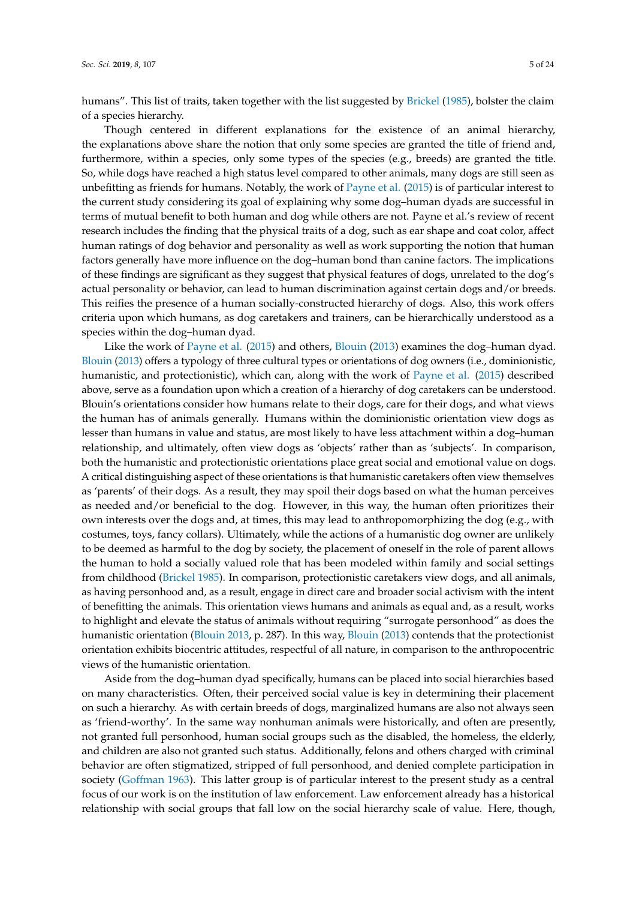humans". This list of traits, taken together with the list suggested by Brickel (1985), bolster the claim of a species hierarchy.

Though centered in different explanations for the existence of an animal hierarchy, the explanations above share the notion that only some species are granted the title of friend and, furthermore, within a species, only some types of the species (e.g., breeds) are granted the title. So, while dogs have reached a high status level compared to other animals, many dogs are still seen as unbefitting as friends for humans. Notably, the work of Payne et al. (2015) is of particular interest to the current study considering its goal of explaining why some dog–human dyads are successful in terms of mutual benefit to both human and dog while others are not. Payne et al.'s review of recent research includes the finding that the physical traits of a dog, such as ear shape and coat color, affect human ratings of dog behavior and personality as well as work supporting the notion that human factors generally have more influence on the dog–human bond than canine factors. The implications of these findings are significant as they suggest that physical features of dogs, unrelated to the dog's actual personality or behavior, can lead to human discrimination against certain dogs and/or breeds. This reifies the presence of a human socially-constructed hierarchy of dogs. Also, this work offers criteria upon which humans, as dog caretakers and trainers, can be hierarchically understood as a species within the dog–human dyad.

Like the work of Payne et al. (2015) and others, Blouin (2013) examines the dog–human dyad. Blouin (2013) offers a typology of three cultural types or orientations of dog owners (i.e., dominionistic, humanistic, and protectionistic), which can, along with the work of Payne et al. (2015) described above, serve as a foundation upon which a creation of a hierarchy of dog caretakers can be understood. Blouin's orientations consider how humans relate to their dogs, care for their dogs, and what views the human has of animals generally. Humans within the dominionistic orientation view dogs as lesser than humans in value and status, are most likely to have less attachment within a dog–human relationship, and ultimately, often view dogs as 'objects' rather than as 'subjects'. In comparison, both the humanistic and protectionistic orientations place great social and emotional value on dogs. A critical distinguishing aspect of these orientations is that humanistic caretakers often view themselves as 'parents' of their dogs. As a result, they may spoil their dogs based on what the human perceives as needed and/or beneficial to the dog. However, in this way, the human often prioritizes their own interests over the dogs and, at times, this may lead to anthropomorphizing the dog (e.g., with costumes, toys, fancy collars). Ultimately, while the actions of a humanistic dog owner are unlikely to be deemed as harmful to the dog by society, the placement of oneself in the role of parent allows the human to hold a socially valued role that has been modeled within family and social settings from childhood (Brickel 1985). In comparison, protectionistic caretakers view dogs, and all animals, as having personhood and, as a result, engage in direct care and broader social activism with the intent of benefitting the animals. This orientation views humans and animals as equal and, as a result, works to highlight and elevate the status of animals without requiring "surrogate personhood" as does the humanistic orientation (Blouin 2013, p. 287). In this way, Blouin (2013) contends that the protectionist orientation exhibits biocentric attitudes, respectful of all nature, in comparison to the anthropocentric views of the humanistic orientation.

Aside from the dog–human dyad specifically, humans can be placed into social hierarchies based on many characteristics. Often, their perceived social value is key in determining their placement on such a hierarchy. As with certain breeds of dogs, marginalized humans are also not always seen as 'friend-worthy'. In the same way nonhuman animals were historically, and often are presently, not granted full personhood, human social groups such as the disabled, the homeless, the elderly, and children are also not granted such status. Additionally, felons and others charged with criminal behavior are often stigmatized, stripped of full personhood, and denied complete participation in society (Goffman 1963). This latter group is of particular interest to the present study as a central focus of our work is on the institution of law enforcement. Law enforcement already has a historical relationship with social groups that fall low on the social hierarchy scale of value. Here, though,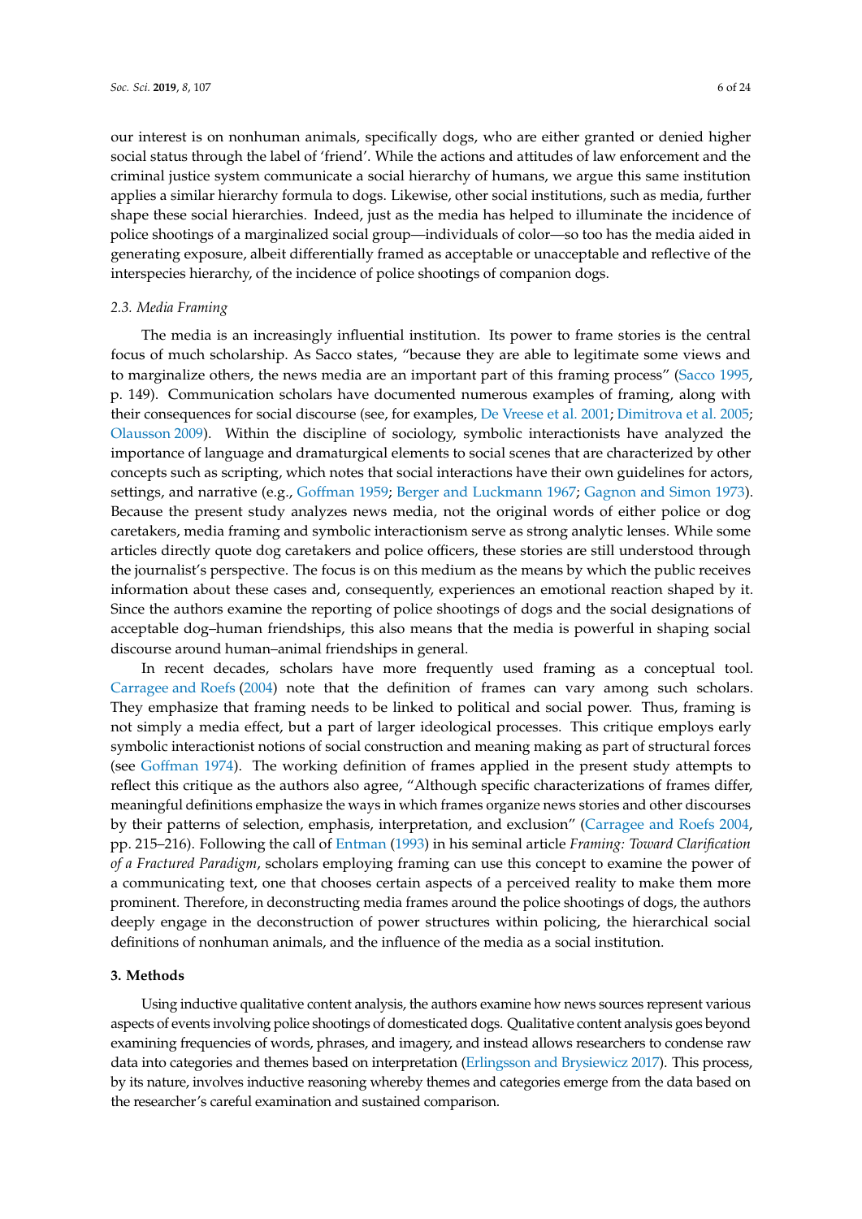our interest is on nonhuman animals, specifically dogs, who are either granted or denied higher social status through the label of 'friend'. While the actions and attitudes of law enforcement and the criminal justice system communicate a social hierarchy of humans, we argue this same institution applies a similar hierarchy formula to dogs. Likewise, other social institutions, such as media, further shape these social hierarchies. Indeed, just as the media has helped to illuminate the incidence of police shootings of a marginalized social group—individuals of color—so too has the media aided in generating exposure, albeit differentially framed as acceptable or unacceptable and reflective of the interspecies hierarchy, of the incidence of police shootings of companion dogs.

### 2.3. Media Framing

The media is an increasingly influential institution. Its power to frame stories is the central focus of much scholarship. As Sacco states, "because they are able to legitimate some views and to marginalize others, the news media are an important part of this framing process" (Sacco 1995, p. 149). Communication scholars have documented numerous examples of framing, along with their consequences for social discourse (see, for examples, De Vreese et al. 2001; Dimitrova et al. 2005; Olausson 2009). Within the discipline of sociology, symbolic interactionists have analyzed the importance of language and dramaturgical elements to social scenes that are characterized by other concepts such as scripting, which notes that social interactions have their own guidelines for actors, settings, and narrative (e.g., Goffman 1959; Berger and Luckmann 1967; Gagnon and Simon 1973). Because the present study analyzes news media, not the original words of either police or dog caretakers, media framing and symbolic interactionism serve as strong analytic lenses. While some articles directly quote dog caretakers and police officers, these stories are still understood through the journalist's perspective. The focus is on this medium as the means by which the public receives information about these cases and, consequently, experiences an emotional reaction shaped by it. Since the authors examine the reporting of police shootings of dogs and the social designations of acceptable dog–human friendships, this also means that the media is powerful in shaping social discourse around human–animal friendships in general.

In recent decades, scholars have more frequently used framing as a conceptual tool. Carragee and Roefs (2004) note that the definition of frames can vary among such scholars. They emphasize that framing needs to be linked to political and social power. Thus, framing is not simply a media effect, but a part of larger ideological processes. This critique employs early symbolic interactionist notions of social construction and meaning making as part of structural forces (see Goffman 1974). The working definition of frames applied in the present study attempts to reflect this critique as the authors also agree, "Although specific characterizations of frames differ, meaningful definitions emphasize the ways in which frames organize news stories and other discourses by their patterns of selection, emphasis, interpretation, and exclusion" (Carragee and Roefs 2004, pp. 215–216). Following the call of Entman (1993) in his seminal article *Framing: Toward Clarification of a Fractured Paradigm*, scholars employing framing can use this concept to examine the power of a communicating text, one that chooses certain aspects of a perceived reality to make them more prominent. Therefore, in deconstructing media frames around the police shootings of dogs, the authors deeply engage in the deconstruction of power structures within policing, the hierarchical social definitions of nonhuman animals, and the influence of the media as a social institution.

## 3. Methods

Using inductive qualitative content analysis, the authors examine how news sources represent various aspects of events involving police shootings of domesticated dogs. Qualitative content analysis goes beyond examining frequencies of words, phrases, and imagery, and instead allows researchers to condense raw data into categories and themes based on interpretation (Erlingsson and Brysiewicz 2017). This process, by its nature, involves inductive reasoning whereby themes and categories emerge from the data based on the researcher's careful examination and sustained comparison.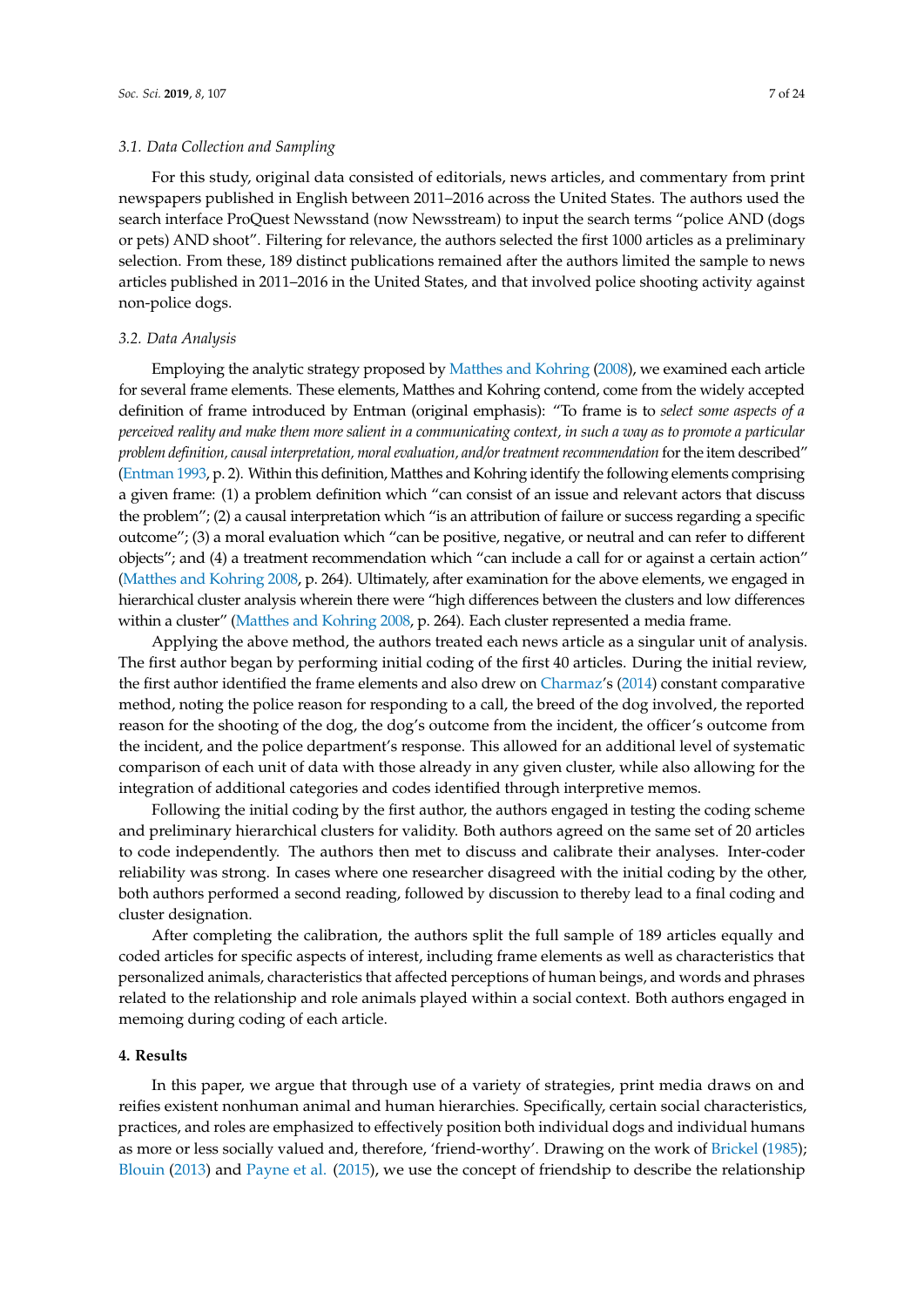### 3.1. Data Collection and Sampling

For this study, original data consisted of editorials, news articles, and commentary from print newspapers published in English between 2011–2016 across the United States. The authors used the search interface ProQuest Newsstand (now Newsstream) to input the search terms "police AND (dogs or pets) AND shoot". Filtering for relevance, the authors selected the first 1000 articles as a preliminary selection. From these, 189 distinct publications remained after the authors limited the sample to news articles published in 2011–2016 in the United States, and that involved police shooting activity against non-police dogs.

### 3.2. Data Analysis

Employing the analytic strategy proposed by Matthes and Kohring (2008), we examined each article for several frame elements. These elements, Matthes and Kohring contend, come from the widely accepted definition of frame introduced by Entman (original emphasis): "To frame is to *select some aspects of a perceived reality and make them more salient in a communicating context, in such a way as to promote a particular problem definition, causal interpretation, moral evaluation, and/or treatment recommendation* for the item described" (Entman 1993, p. 2). Within this definition, Matthes and Kohring identify the following elements comprising a given frame: (1) a problem definition which "can consist of an issue and relevant actors that discuss the problem"; (2) a causal interpretation which "is an attribution of failure or success regarding a specific outcome"; (3) a moral evaluation which "can be positive, negative, or neutral and can refer to different objects"; and (4) a treatment recommendation which "can include a call for or against a certain action" (Matthes and Kohring 2008, p. 264). Ultimately, after examination for the above elements, we engaged in hierarchical cluster analysis wherein there were "high differences between the clusters and low differences within a cluster" (Matthes and Kohring 2008, p. 264). Each cluster represented a media frame.

Applying the above method, the authors treated each news article as a singular unit of analysis. The first author began by performing initial coding of the first 40 articles. During the initial review, the first author identified the frame elements and also drew on Charmaz's (2014) constant comparative method, noting the police reason for responding to a call, the breed of the dog involved, the reported reason for the shooting of the dog, the dog's outcome from the incident, the officer's outcome from the incident, and the police department's response. This allowed for an additional level of systematic comparison of each unit of data with those already in any given cluster, while also allowing for the integration of additional categories and codes identified through interpretive memos.

Following the initial coding by the first author, the authors engaged in testing the coding scheme and preliminary hierarchical clusters for validity. Both authors agreed on the same set of 20 articles to code independently. The authors then met to discuss and calibrate their analyses. Inter-coder reliability was strong. In cases where one researcher disagreed with the initial coding by the other, both authors performed a second reading, followed by discussion to thereby lead to a final coding and cluster designation.

After completing the calibration, the authors split the full sample of 189 articles equally and coded articles for specific aspects of interest, including frame elements as well as characteristics that personalized animals, characteristics that affected perceptions of human beings, and words and phrases related to the relationship and role animals played within a social context. Both authors engaged in memoing during coding of each article.

## 4. Results

In this paper, we argue that through use of a variety of strategies, print media draws on and reifies existent nonhuman animal and human hierarchies. Specifically, certain social characteristics, practices, and roles are emphasized to effectively position both individual dogs and individual humans as more or less socially valued and, therefore, 'friend-worthy'. Drawing on the work of Brickel (1985); Blouin (2013) and Payne et al. (2015), we use the concept of friendship to describe the relationship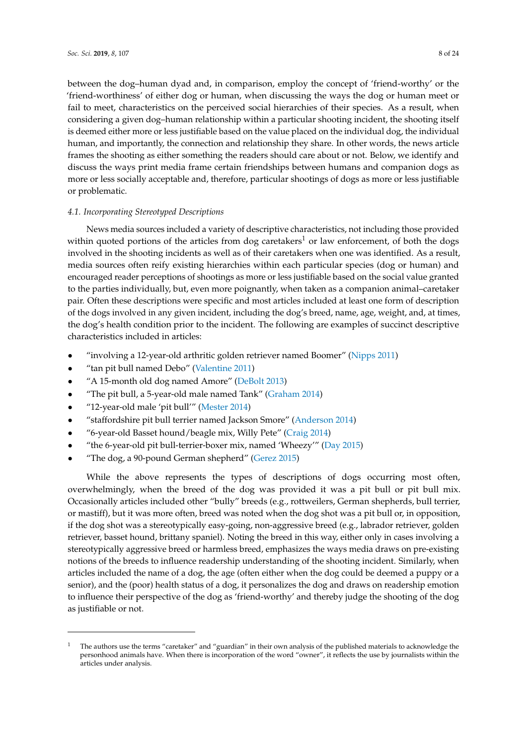between the dog–human dyad and, in comparison, employ the concept of 'friend-worthy' or the 'friend-worthiness' of either dog or human, when discussing the ways the dog or human meet or fail to meet, characteristics on the perceived social hierarchies of their species. As a result, when considering a given dog–human relationship within a particular shooting incident, the shooting itself is deemed either more or less justifiable based on the value placed on the individual dog, the individual human, and importantly, the connection and relationship they share. In other words, the news article frames the shooting as either something the readers should care about or not. Below, we identify and discuss the ways print media frame certain friendships between humans and companion dogs as more or less socially acceptable and, therefore, particular shootings of dogs as more or less justifiable or problematic.

### *4.1. Incorporating Stereotyped Descriptions*

News media sources included a variety of descriptive characteristics, not including those provided within quoted portions of the articles from dog caretakers[1] or law enforcement, of both the dogs involved in the shooting incidents as well as of their caretakers when one was identified. As a result, media sources often reify existing hierarchies within each particular species (dog or human) and encouraged reader perceptions of shootings as more or less justifiable based on the social value granted to the parties individually, but, even more poignantly, when taken as a companion animal–caretaker pair. Often these descriptions were specific and most articles included at least one form of description of the dogs involved in any given incident, including the dog's breed, name, age, weight, and, at times, the dog's health condition prior to the incident. The following are examples of succinct descriptive characteristics included in articles:

- "involving a 12-year-old arthritic golden retriever named Boomer" (Nipps 2011)
- "tan pit bull named Debo" (Valentine 2011)
- "A 15-month old dog named Amore" (DeBolt 2013)
- "The pit bull, a 5-year-old male named Tank" (Graham 2014)
- "12-year-old male 'pit bull'" (Mester 2014)
- "staffordshire pit bull terrier named Jackson Smore" (Anderson 2014)
- "6-year-old Basset hound/beagle mix, Willy Pete" (Craig 2014)
- "the 6-year-old pit bull-terrier-boxer mix, named 'Wheezy'" (Day 2015)
- "The dog, a 90-pound German shepherd" (Gerez 2015)

While the above represents the types of descriptions of dogs occurring most often, overwhelmingly, when the breed of the dog was provided it was a pit bull or pit bull mix. Occasionally articles included other "bully" breeds (e.g., rottweilers, German shepherds, bull terrier, or mastiff), but it was more often, breed was noted when the dog shot was a pit bull or, in opposition, if the dog shot was a stereotypically easy-going, non-aggressive breed (e.g., labrador retriever, golden retriever, basset hound, brittany spaniel). Noting the breed in this way, either only in cases involving a stereotypically aggressive breed or harmless breed, emphasizes the ways media draws on pre-existing notions of the breeds to influence readership understanding of the shooting incident. Similarly, when articles included the name of a dog, the age (often either when the dog could be deemed a puppy or a senior), and the (poor) health status of a dog, it personalizes the dog and draws on readership emotion to influence their perspective of the dog as 'friend-worthy' and thereby judge the shooting of the dog as justifiable or not.

---

[1] The authors use the terms "caretaker" and "guardian" in their own analysis of the published materials to acknowledge the personhood animals have. When there is incorporation of the word "owner", it reflects the use by journalists within the articles under analysis.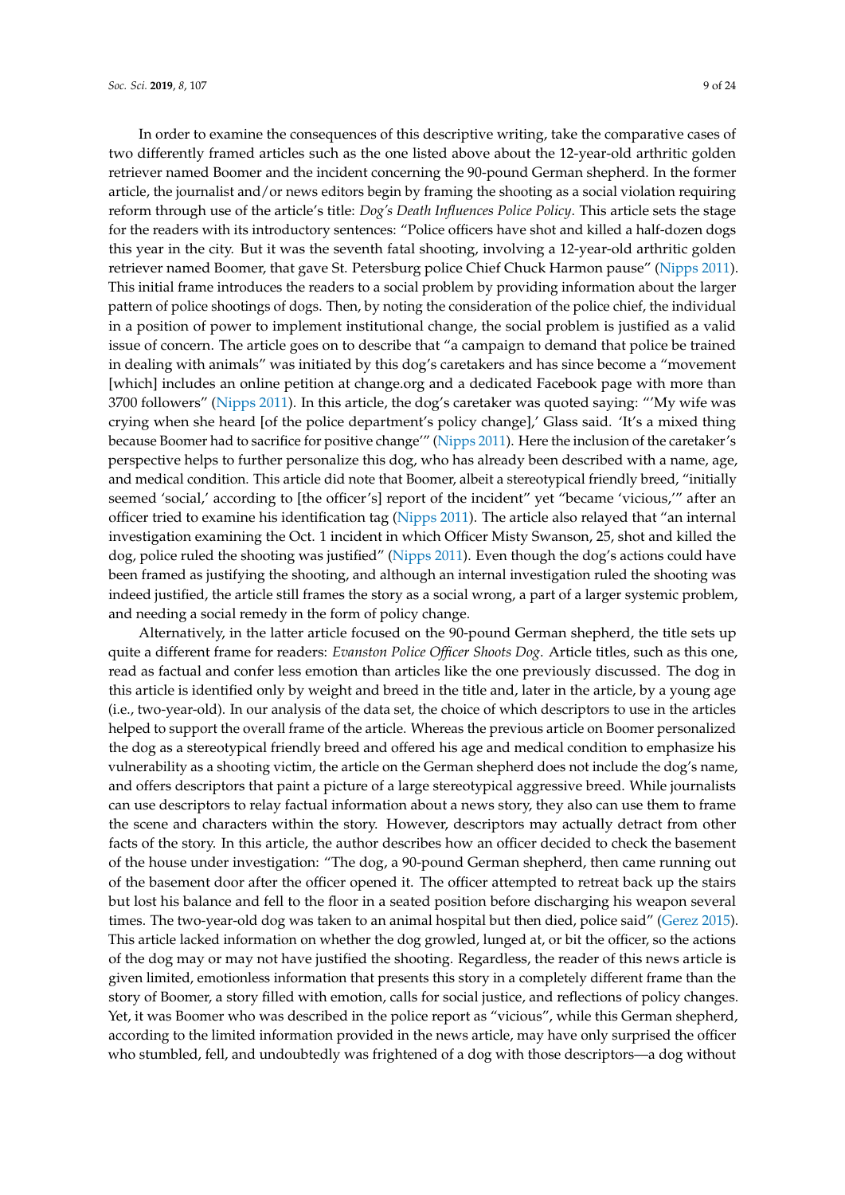In order to examine the consequences of this descriptive writing, take the comparative cases of two differently framed articles such as the one listed above about the 12-year-old arthritic golden retriever named Boomer and the incident concerning the 90-pound German shepherd. In the former article, the journalist and/or news editors begin by framing the shooting as a social violation requiring reform through use of the article's title: *Dog's Death Influences Police Policy*. This article sets the stage for the readers with its introductory sentences: "Police officers have shot and killed a half-dozen dogs this year in the city. But it was the seventh fatal shooting, involving a 12-year-old arthritic golden retriever named Boomer, that gave St. Petersburg police Chief Chuck Harmon pause" (Nipps 2011). This initial frame introduces the readers to a social problem by providing information about the larger pattern of police shootings of dogs. Then, by noting the consideration of the police chief, the individual in a position of power to implement institutional change, the social problem is justified as a valid issue of concern. The article goes on to describe that "a campaign to demand that police be trained in dealing with animals" was initiated by this dog's caretakers and has since become a "movement [which] includes an online petition at change.org and a dedicated Facebook page with more than 3700 followers" (Nipps 2011). In this article, the dog's caretaker was quoted saying: "'My wife was crying when she heard [of the police department's policy change],' Glass said. 'It's a mixed thing because Boomer had to sacrifice for positive change'" (Nipps 2011). Here the inclusion of the caretaker's perspective helps to further personalize this dog, who has already been described with a name, age, and medical condition. This article did note that Boomer, albeit a stereotypical friendly breed, "initially seemed 'social,' according to [the officer's] report of the incident" yet "became 'vicious,'" after an officer tried to examine his identification tag (Nipps 2011). The article also relayed that "an internal investigation examining the Oct. 1 incident in which Officer Misty Swanson, 25, shot and killed the dog, police ruled the shooting was justified" (Nipps 2011). Even though the dog's actions could have been framed as justifying the shooting, and although an internal investigation ruled the shooting was indeed justified, the article still frames the story as a social wrong, a part of a larger systemic problem, and needing a social remedy in the form of policy change.

Alternatively, in the latter article focused on the 90-pound German shepherd, the title sets up quite a different frame for readers: *Evanston Police Officer Shoots Dog*. Article titles, such as this one, read as factual and confer less emotion than articles like the one previously discussed. The dog in this article is identified only by weight and breed in the title and, later in the article, by a young age (i.e., two-year-old). In our analysis of the data set, the choice of which descriptors to use in the articles helped to support the overall frame of the article. Whereas the previous article on Boomer personalized the dog as a stereotypical friendly breed and offered his age and medical condition to emphasize his vulnerability as a shooting victim, the article on the German shepherd does not include the dog's name, and offers descriptors that paint a picture of a large stereotypical aggressive breed. While journalists can use descriptors to relay factual information about a news story, they also can use them to frame the scene and characters within the story. However, descriptors may actually detract from other facts of the story. In this article, the author describes how an officer decided to check the basement of the house under investigation: "The dog, a 90-pound German shepherd, then came running out of the basement door after the officer opened it. The officer attempted to retreat back up the stairs but lost his balance and fell to the floor in a seated position before discharging his weapon several times. The two-year-old dog was taken to an animal hospital but then died, police said" (Gerez 2015). This article lacked information on whether the dog growled, lunged at, or bit the officer, so the actions of the dog may or may not have justified the shooting. Regardless, the reader of this news article is given limited, emotionless information that presents this story in a completely different frame than the story of Boomer, a story filled with emotion, calls for social justice, and reflections of policy changes. Yet, it was Boomer who was described in the police report as "vicious", while this German shepherd, according to the limited information provided in the news article, may have only surprised the officer who stumbled, fell, and undoubtedly was frightened of a dog with those descriptors—a dog without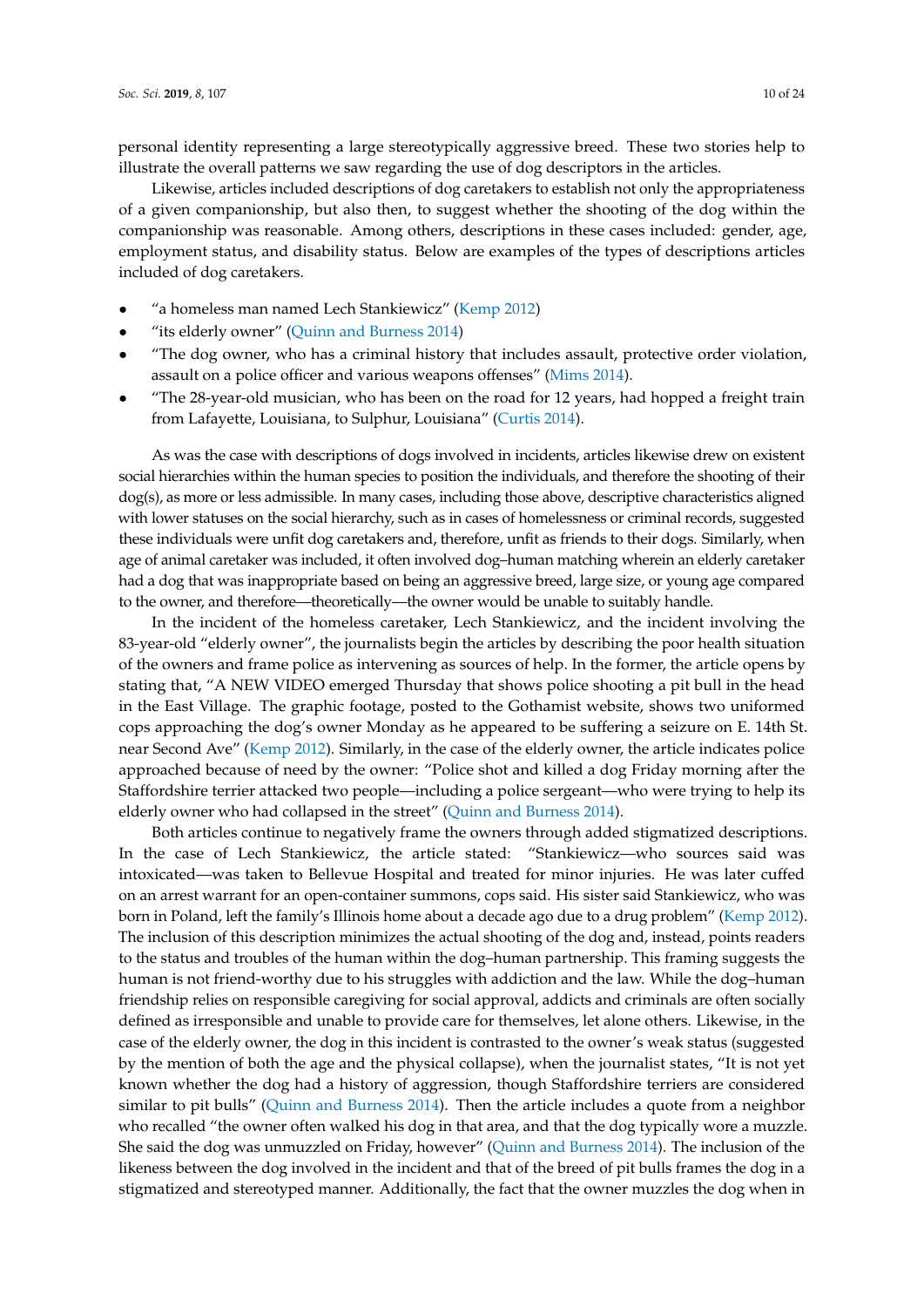personal identity representing a large stereotypically aggressive breed. These two stories help to illustrate the overall patterns we saw regarding the use of dog descriptors in the articles.

Likewise, articles included descriptions of dog caretakers to establish not only the appropriateness of a given companionship, but also then, to suggest whether the shooting of the dog within the companionship was reasonable. Among others, descriptions in these cases included: gender, age, employment status, and disability status. Below are examples of the types of descriptions articles included of dog caretakers.

- "a homeless man named Lech Stankiewicz" (Kemp 2012)
- "its elderly owner" (Quinn and Burness 2014)
- "The dog owner, who has a criminal history that includes assault, protective order violation, assault on a police officer and various weapons offenses" (Mims 2014).
- "The 28-year-old musician, who has been on the road for 12 years, had hopped a freight train from Lafayette, Louisiana, to Sulphur, Louisiana" (Curtis 2014).

As was the case with descriptions of dogs involved in incidents, articles likewise drew on existent social hierarchies within the human species to position the individuals, and therefore the shooting of their dog(s), as more or less admissible. In many cases, including those above, descriptive characteristics aligned with lower statuses on the social hierarchy, such as in cases of homelessness or criminal records, suggested these individuals were unfit dog caretakers and, therefore, unfit as friends to their dogs. Similarly, when age of animal caretaker was included, it often involved dog–human matching wherein an elderly caretaker had a dog that was inappropriate based on being an aggressive breed, large size, or young age compared to the owner, and therefore—theoretically—the owner would be unable to suitably handle.

In the incident of the homeless caretaker, Lech Stankiewicz, and the incident involving the 83-year-old "elderly owner", the journalists begin the articles by describing the poor health situation of the owners and frame police as intervening as sources of help. In the former, the article opens by stating that, "A NEW VIDEO emerged Thursday that shows police shooting a pit bull in the head in the East Village. The graphic footage, posted to the Gothamist website, shows two uniformed cops approaching the dog's owner Monday as he appeared to be suffering a seizure on E. 14th St. near Second Ave" (Kemp 2012). Similarly, in the case of the elderly owner, the article indicates police approached because of need by the owner: "Police shot and killed a dog Friday morning after the Staffordshire terrier attacked two people—including a police sergeant—who were trying to help its elderly owner who had collapsed in the street" (Quinn and Burness 2014).

Both articles continue to negatively frame the owners through added stigmatized descriptions. In the case of Lech Stankiewicz, the article stated: "Stankiewicz—who sources said was intoxicated—was taken to Bellevue Hospital and treated for minor injuries. He was later cuffed on an arrest warrant for an open-container summons, cops said. His sister said Stankiewicz, who was born in Poland, left the family's Illinois home about a decade ago due to a drug problem" (Kemp 2012). The inclusion of this description minimizes the actual shooting of the dog and, instead, points readers to the status and troubles of the human within the dog–human partnership. This framing suggests the human is not friend-worthy due to his struggles with addiction and the law. While the dog–human friendship relies on responsible caregiving for social approval, addicts and criminals are often socially defined as irresponsible and unable to provide care for themselves, let alone others. Likewise, in the case of the elderly owner, the dog in this incident is contrasted to the owner's weak status (suggested by the mention of both the age and the physical collapse), when the journalist states, "It is not yet known whether the dog had a history of aggression, though Staffordshire terriers are considered similar to pit bulls" (Quinn and Burness 2014). Then the article includes a quote from a neighbor who recalled "the owner often walked his dog in that area, and that the dog typically wore a muzzle. She said the dog was unmuzzled on Friday, however" (Quinn and Burness 2014). The inclusion of the likeness between the dog involved in the incident and that of the breed of pit bulls frames the dog in a stigmatized and stereotyped manner. Additionally, the fact that the owner muzzles the dog when in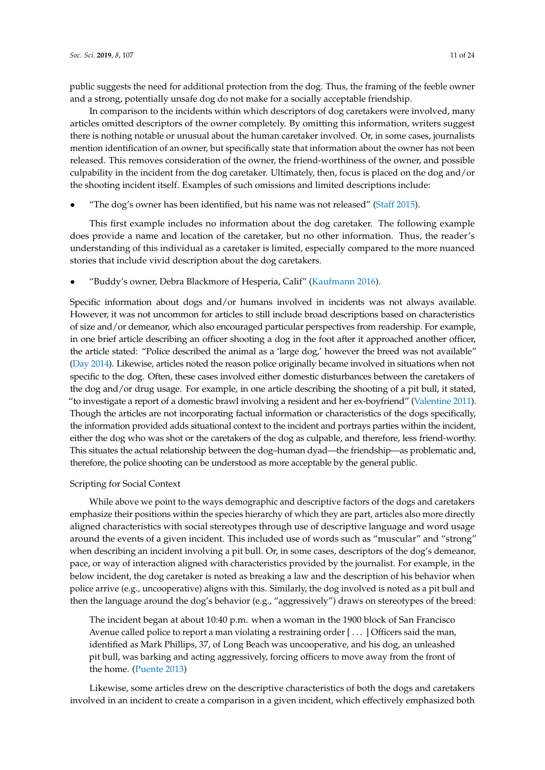public suggests the need for additional protection from the dog. Thus, the framing of the feeble owner and a strong, potentially unsafe dog do not make for a socially acceptable friendship.

In comparison to the incidents within which descriptors of dog caretakers were involved, many articles omitted descriptors of the owner completely. By omitting this information, writers suggest there is nothing notable or unusual about the human caretaker involved. Or, in some cases, journalists mention identification of an owner, but specifically state that information about the owner has not been released. This removes consideration of the owner, the friend-worthiness of the owner, and possible culpability in the incident from the dog caretaker. Ultimately, then, focus is placed on the dog and/or the shooting incident itself. Examples of such omissions and limited descriptions include:

- "The dog's owner has been identified, but his name was not released" (Staff 2015).

This first example includes no information about the dog caretaker. The following example does provide a name and location of the caretaker, but no other information. Thus, the reader's understanding of this individual as a caretaker is limited, especially compared to the more nuanced stories that include vivid description about the dog caretakers.

- "Buddy's owner, Debra Blackmore of Hesperia, Calif" (Kaufmann 2016).

Specific information about dogs and/or humans involved in incidents was not always available. However, it was not uncommon for articles to still include broad descriptions based on characteristics of size and/or demeanor, which also encouraged particular perspectives from readership. For example, in one brief article describing an officer shooting a dog in the foot after it approached another officer, the article stated: "Police described the animal as a 'large dog,' however the breed was not available" (Day 2014). Likewise, articles noted the reason police originally became involved in situations when not specific to the dog. Often, these cases involved either domestic disturbances between the caretakers of the dog and/or drug usage. For example, in one article describing the shooting of a pit bull, it stated, "to investigate a report of a domestic brawl involving a resident and her ex-boyfriend" (Valentine 2011). Though the articles are not incorporating factual information or characteristics of the dogs specifically, the information provided adds situational context to the incident and portrays parties within the incident, either the dog who was shot or the caretakers of the dog as culpable, and therefore, less friend-worthy. This situates the actual relationship between the dog–human dyad—the friendship—as problematic and, therefore, the police shooting can be understood as more acceptable by the general public.

### Scripting for Social Context

While above we point to the ways demographic and descriptive factors of the dogs and caretakers emphasize their positions within the species hierarchy of which they are part, articles also more directly aligned characteristics with social stereotypes through use of descriptive language and word usage around the events of a given incident. This included use of words such as "muscular" and "strong" when describing an incident involving a pit bull. Or, in some cases, descriptors of the dog's demeanor, pace, or way of interaction aligned with characteristics provided by the journalist. For example, in the below incident, the dog caretaker is noted as breaking a law and the description of his behavior when police arrive (e.g., uncooperative) aligns with this. Similarly, the dog involved is noted as a pit bull and then the language around the dog's behavior (e.g., "aggressively") draws on stereotypes of the breed:

> The incident began at about 10:40 p.m. when a woman in the 1900 block of San Francisco Avenue called police to report a man violating a restraining order [ . . . ] Officers said the man, identified as Mark Phillips, 37, of Long Beach was uncooperative, and his dog, an unleashed pit bull, was barking and acting aggressively, forcing officers to move away from the front of the home. (Puente 2013)

Likewise, some articles drew on the descriptive characteristics of both the dogs and caretakers involved in an incident to create a comparison in a given incident, which effectively emphasized both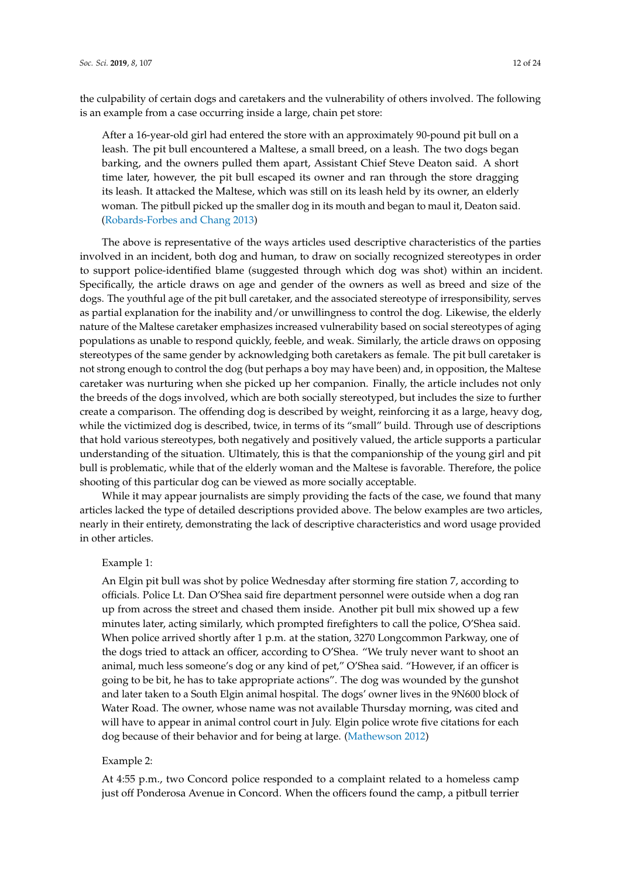the culpability of certain dogs and caretakers and the vulnerability of others involved. The following is an example from a case occurring inside a large, chain pet store:

> After a 16-year-old girl had entered the store with an approximately 90-pound pit bull on a leash. The pit bull encountered a Maltese, a small breed, on a leash. The two dogs began barking, and the owners pulled them apart, Assistant Chief Steve Deaton said. A short time later, however, the pit bull escaped its owner and ran through the store dragging its leash. It attacked the Maltese, which was still on its leash held by its owner, an elderly woman. The pitbull picked up the smaller dog in its mouth and began to maul it, Deaton said. (Robards-Forbes and Chang 2013)

The above is representative of the ways articles used descriptive characteristics of the parties involved in an incident, both dog and human, to draw on socially recognized stereotypes in order to support police-identified blame (suggested through which dog was shot) within an incident. Specifically, the article draws on age and gender of the owners as well as breed and size of the dogs. The youthful age of the pit bull caretaker, and the associated stereotype of irresponsibility, serves as partial explanation for the inability and/or unwillingness to control the dog. Likewise, the elderly nature of the Maltese caretaker emphasizes increased vulnerability based on social stereotypes of aging populations as unable to respond quickly, feeble, and weak. Similarly, the article draws on opposing stereotypes of the same gender by acknowledging both caretakers as female. The pit bull caretaker is not strong enough to control the dog (but perhaps a boy may have been) and, in opposition, the Maltese caretaker was nurturing when she picked up her companion. Finally, the article includes not only the breeds of the dogs involved, which are both socially stereotyped, but includes the size to further create a comparison. The offending dog is described by weight, reinforcing it as a large, heavy dog, while the victimized dog is described, twice, in terms of its "small" build. Through use of descriptions that hold various stereotypes, both negatively and positively valued, the article supports a particular understanding of the situation. Ultimately, this is that the companionship of the young girl and pit bull is problematic, while that of the elderly woman and the Maltese is favorable. Therefore, the police shooting of this particular dog can be viewed as more socially acceptable.

While it may appear journalists are simply providing the facts of the case, we found that many articles lacked the type of detailed descriptions provided above. The below examples are two articles, nearly in their entirety, demonstrating the lack of descriptive characteristics and word usage provided in other articles.

Example 1:

> An Elgin pit bull was shot by police Wednesday after storming fire station 7, according to officials. Police Lt. Dan O'Shea said fire department personnel were outside when a dog ran up from across the street and chased them inside. Another pit bull mix showed up a few minutes later, acting similarly, which prompted firefighters to call the police, O'Shea said. When police arrived shortly after 1 p.m. at the station, 3270 Longcommon Parkway, one of the dogs tried to attack an officer, according to O'Shea. "We truly never want to shoot an animal, much less someone's dog or any kind of pet," O'Shea said. "However, if an officer is going to be bit, he has to take appropriate actions". The dog was wounded by the gunshot and later taken to a South Elgin animal hospital. The dogs' owner lives in the 9N600 block of Water Road. The owner, whose name was not available Thursday morning, was cited and will have to appear in animal control court in July. Elgin police wrote five citations for each dog because of their behavior and for being at large. (Mathewson 2012)

Example 2:

> At 4:55 p.m., two Concord police responded to a complaint related to a homeless camp just off Ponderosa Avenue in Concord. When the officers found the camp, a pitbull terrier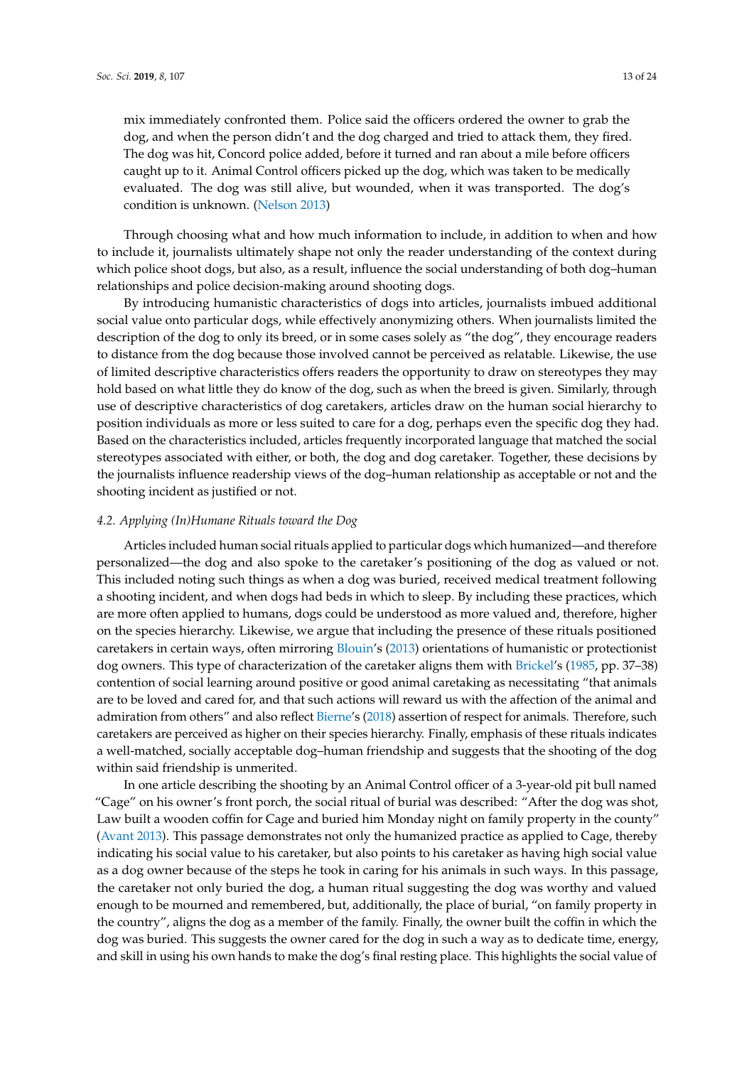mix immediately confronted them. Police said the officers ordered the owner to grab the dog, and when the person didn't and the dog charged and tried to attack them, they fired. The dog was hit, Concord police added, before it turned and ran about a mile before officers caught up to it. Animal Control officers picked up the dog, which was taken to be medically evaluated. The dog was still alive, but wounded, when it was transported. The dog's condition is unknown. (Nelson 2013)

Through choosing what and how much information to include, in addition to when and how to include it, journalists ultimately shape not only the reader understanding of the context during which police shoot dogs, but also, as a result, influence the social understanding of both dog–human relationships and police decision-making around shooting dogs.

By introducing humanistic characteristics of dogs into articles, journalists imbued additional social value onto particular dogs, while effectively anonymizing others. When journalists limited the description of the dog to only its breed, or in some cases solely as "the dog", they encourage readers to distance from the dog because those involved cannot be perceived as relatable. Likewise, the use of limited descriptive characteristics offers readers the opportunity to draw on stereotypes they may hold based on what little they do know of the dog, such as when the breed is given. Similarly, through use of descriptive characteristics of dog caretakers, articles draw on the human social hierarchy to position individuals as more or less suited to care for a dog, perhaps even the specific dog they had. Based on the characteristics included, articles frequently incorporated language that matched the social stereotypes associated with either, or both, the dog and dog caretaker. Together, these decisions by the journalists influence readership views of the dog–human relationship as acceptable or not and the shooting incident as justified or not.

### *4.2. Applying (In)Humane Rituals toward the Dog*

Articles included human social rituals applied to particular dogs which humanized—and therefore personalized—the dog and also spoke to the caretaker's positioning of the dog as valued or not. This included noting such things as when a dog was buried, received medical treatment following a shooting incident, and when dogs had beds in which to sleep. By including these practices, which are more often applied to humans, dogs could be understood as more valued and, therefore, higher on the species hierarchy. Likewise, we argue that including the presence of these rituals positioned caretakers in certain ways, often mirroring Blouin's (2013) orientations of humanistic or protectionist dog owners. This type of characterization of the caretaker aligns them with Brickel's (1985, pp. 37–38) contention of social learning around positive or good animal caretaking as necessitating "that animals are to be loved and cared for, and that such actions will reward us with the affection of the animal and admiration from others" and also reflect Bierne's (2018) assertion of respect for animals. Therefore, such caretakers are perceived as higher on their species hierarchy. Finally, emphasis of these rituals indicates a well-matched, socially acceptable dog–human friendship and suggests that the shooting of the dog within said friendship is unmerited.

In one article describing the shooting by an Animal Control officer of a 3-year-old pit bull named "Cage" on his owner's front porch, the social ritual of burial was described: "After the dog was shot, Law built a wooden coffin for Cage and buried him Monday night on family property in the county" (Avant 2013). This passage demonstrates not only the humanized practice as applied to Cage, thereby indicating his social value to his caretaker, but also points to his caretaker as having high social value as a dog owner because of the steps he took in caring for his animals in such ways. In this passage, the caretaker not only buried the dog, a human ritual suggesting the dog was worthy and valued enough to be mourned and remembered, but, additionally, the place of burial, "on family property in the country", aligns the dog as a member of the family. Finally, the owner built the coffin in which the dog was buried. This suggests the owner cared for the dog in such a way as to dedicate time, energy, and skill in using his own hands to make the dog's final resting place. This highlights the social value of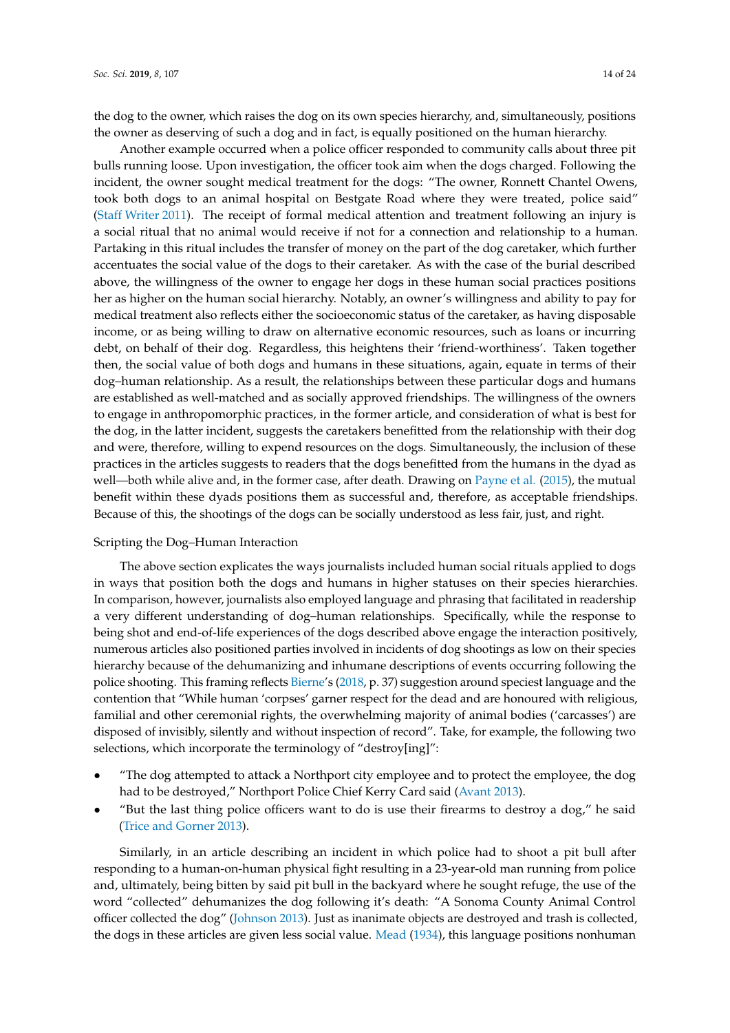the dog to the owner, which raises the dog on its own species hierarchy, and, simultaneously, positions the owner as deserving of such a dog and in fact, is equally positioned on the human hierarchy.

Another example occurred when a police officer responded to community calls about three pit bulls running loose. Upon investigation, the officer took aim when the dogs charged. Following the incident, the owner sought medical treatment for the dogs: "The owner, Ronnett Chantel Owens, took both dogs to an animal hospital on Bestgate Road where they were treated, police said" (Staff Writer 2011). The receipt of formal medical attention and treatment following an injury is a social ritual that no animal would receive if not for a connection and relationship to a human. Partaking in this ritual includes the transfer of money on the part of the dog caretaker, which further accentuates the social value of the dogs to their caretaker. As with the case of the burial described above, the willingness of the owner to engage her dogs in these human social practices positions her as higher on the human social hierarchy. Notably, an owner's willingness and ability to pay for medical treatment also reflects either the socioeconomic status of the caretaker, as having disposable income, or as being willing to draw on alternative economic resources, such as loans or incurring debt, on behalf of their dog. Regardless, this heightens their 'friend-worthiness'. Taken together then, the social value of both dogs and humans in these situations, again, equate in terms of their dog–human relationship. As a result, the relationships between these particular dogs and humans are established as well-matched and as socially approved friendships. The willingness of the owners to engage in anthropomorphic practices, in the former article, and consideration of what is best for the dog, in the latter incident, suggests the caretakers benefitted from the relationship with their dog and were, therefore, willing to expend resources on the dogs. Simultaneously, the inclusion of these practices in the articles suggests to readers that the dogs benefitted from the humans in the dyad as well—both while alive and, in the former case, after death. Drawing on Payne et al. (2015), the mutual benefit within these dyads positions them as successful and, therefore, as acceptable friendships. Because of this, the shootings of the dogs can be socially understood as less fair, just, and right.

Scripting the Dog–Human Interaction

The above section explicates the ways journalists included human social rituals applied to dogs in ways that position both the dogs and humans in higher statuses on their species hierarchies. In comparison, however, journalists also employed language and phrasing that facilitated in readership a very different understanding of dog–human relationships. Specifically, while the response to being shot and end-of-life experiences of the dogs described above engage the interaction positively, numerous articles also positioned parties involved in incidents of dog shootings as low on their species hierarchy because of the dehumanizing and inhumane descriptions of events occurring following the police shooting. This framing reflects Bierne's (2018, p. 37) suggestion around speciest language and the contention that "While human 'corpses' garner respect for the dead and are honoured with religious, familial and other ceremonial rights, the overwhelming majority of animal bodies ('carcasses') are disposed of invisibly, silently and without inspection of record". Take, for example, the following two selections, which incorporate the terminology of "destroy[ing]":

- "The dog attempted to attack a Northport city employee and to protect the employee, the dog had to be destroyed," Northport Police Chief Kerry Card said (Avant 2013).
- "But the last thing police officers want to do is use their firearms to destroy a dog," he said (Trice and Gorner 2013).

Similarly, in an article describing an incident in which police had to shoot a pit bull after responding to a human-on-human physical fight resulting in a 23-year-old man running from police and, ultimately, being bitten by said pit bull in the backyard where he sought refuge, the use of the word "collected" dehumanizes the dog following it's death: "A Sonoma County Animal Control officer collected the dog" (Johnson 2013). Just as inanimate objects are destroyed and trash is collected, the dogs in these articles are given less social value. Mead (1934), this language positions nonhuman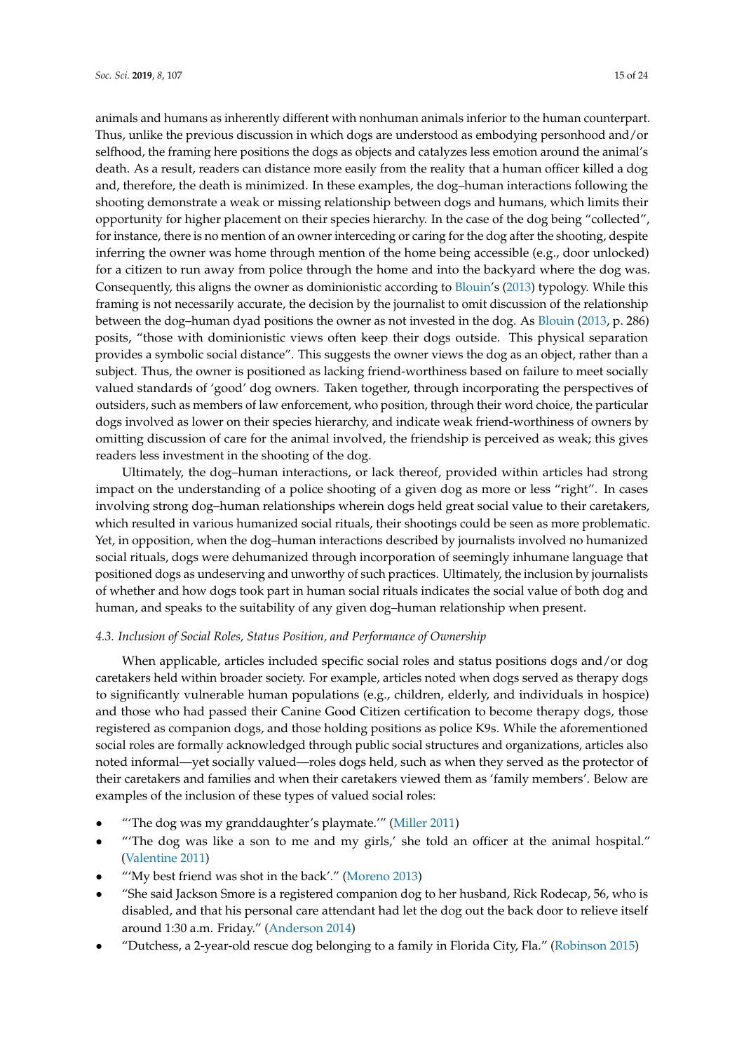animals and humans as inherently different with nonhuman animals inferior to the human counterpart. Thus, unlike the previous discussion in which dogs are understood as embodying personhood and/or selfhood, the framing here positions the dogs as objects and catalyzes less emotion around the animal's death. As a result, readers can distance more easily from the reality that a human officer killed a dog and, therefore, the death is minimized. In these examples, the dog–human interactions following the shooting demonstrate a weak or missing relationship between dogs and humans, which limits their opportunity for higher placement on their species hierarchy. In the case of the dog being "collected", for instance, there is no mention of an owner interceding or caring for the dog after the shooting, despite inferring the owner was home through mention of the home being accessible (e.g., door unlocked) for a citizen to run away from police through the home and into the backyard where the dog was. Consequently, this aligns the owner as dominionistic according to Blouin's (2013) typology. While this framing is not necessarily accurate, the decision by the journalist to omit discussion of the relationship between the dog–human dyad positions the owner as not invested in the dog. As Blouin (2013, p. 286) posits, "those with dominionistic views often keep their dogs outside. This physical separation provides a symbolic social distance". This suggests the owner views the dog as an object, rather than a subject. Thus, the owner is positioned as lacking friend-worthiness based on failure to meet socially valued standards of 'good' dog owners. Taken together, through incorporating the perspectives of outsiders, such as members of law enforcement, who position, through their word choice, the particular dogs involved as lower on their species hierarchy, and indicate weak friend-worthiness of owners by omitting discussion of care for the animal involved, the friendship is perceived as weak; this gives readers less investment in the shooting of the dog.

Ultimately, the dog–human interactions, or lack thereof, provided within articles had strong impact on the understanding of a police shooting of a given dog as more or less "right". In cases involving strong dog–human relationships wherein dogs held great social value to their caretakers, which resulted in various humanized social rituals, their shootings could be seen as more problematic. Yet, in opposition, when the dog–human interactions described by journalists involved no humanized social rituals, dogs were dehumanized through incorporation of seemingly inhumane language that positioned dogs as undeserving and unworthy of such practices. Ultimately, the inclusion by journalists of whether and how dogs took part in human social rituals indicates the social value of both dog and human, and speaks to the suitability of any given dog–human relationship when present.

### *4.3. Inclusion of Social Roles, Status Position, and Performance of Ownership*

When applicable, articles included specific social roles and status positions dogs and/or dog caretakers held within broader society. For example, articles noted when dogs served as therapy dogs to significantly vulnerable human populations (e.g., children, elderly, and individuals in hospice) and those who had passed their Canine Good Citizen certification to become therapy dogs, those registered as companion dogs, and those holding positions as police K9s. While the aforementioned social roles are formally acknowledged through public social structures and organizations, articles also noted informal—yet socially valued—roles dogs held, such as when they served as the protector of their caretakers and families and when their caretakers viewed them as 'family members'. Below are examples of the inclusion of these types of valued social roles:

- "'The dog was my granddaughter's playmate.'" (Miller 2011)
- "'The dog was like a son to me and my girls,' she told an officer at the animal hospital." (Valentine 2011)
- "'My best friend was shot in the back'." (Moreno 2013)
- "She said Jackson Smore is a registered companion dog to her husband, Rick Rodecap, 56, who is disabled, and that his personal care attendant had let the dog out the back door to relieve itself around 1:30 a.m. Friday." (Anderson 2014)
- "Dutchess, a 2-year-old rescue dog belonging to a family in Florida City, Fla." (Robinson 2015)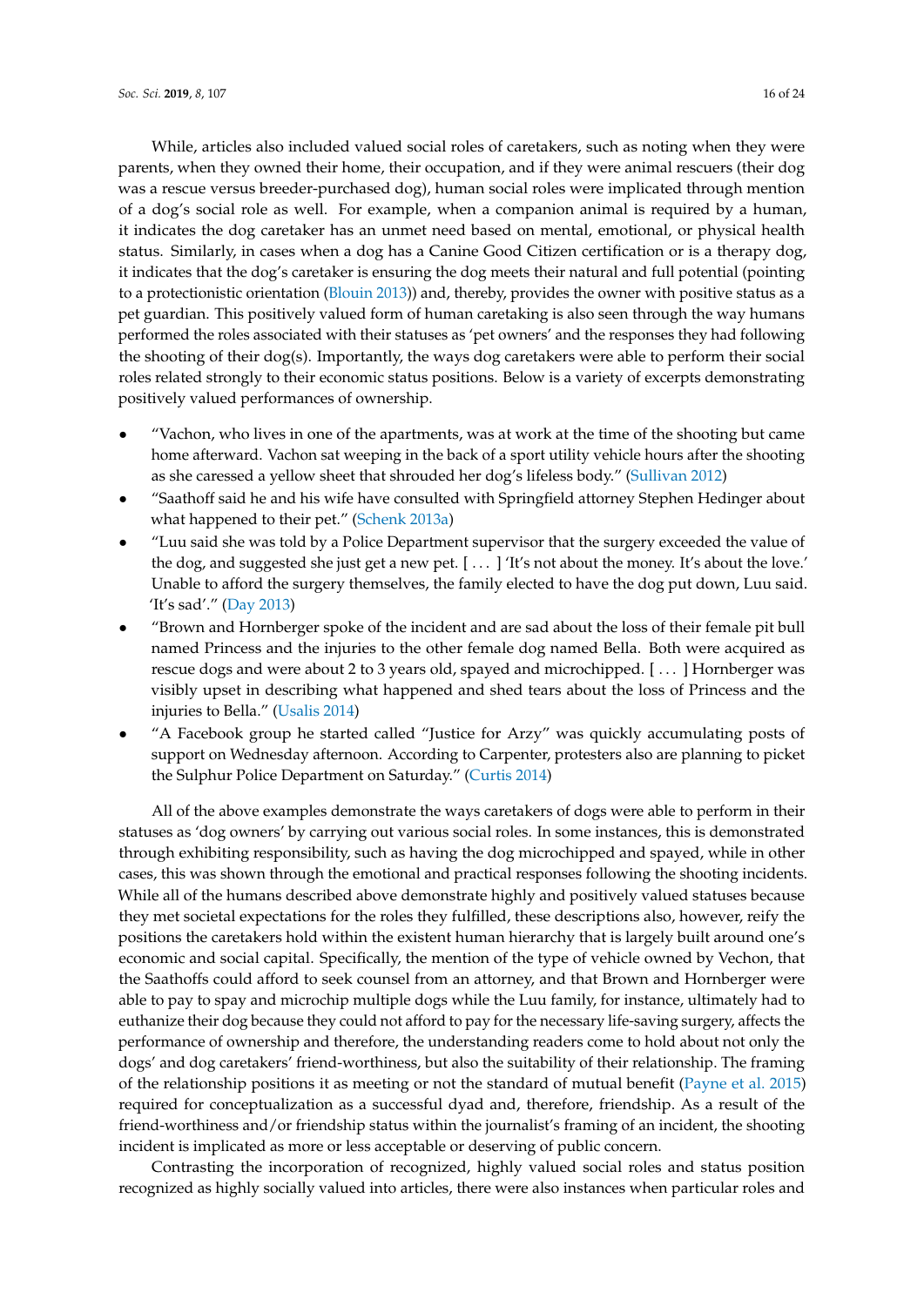While, articles also included valued social roles of caretakers, such as noting when they were parents, when they owned their home, their occupation, and if they were animal rescuers (their dog was a rescue versus breeder-purchased dog), human social roles were implicated through mention of a dog's social role as well. For example, when a companion animal is required by a human, it indicates the dog caretaker has an unmet need based on mental, emotional, or physical health status. Similarly, in cases when a dog has a Canine Good Citizen certification or is a therapy dog, it indicates that the dog's caretaker is ensuring the dog meets their natural and full potential (pointing to a protectionistic orientation (Blouin 2013)) and, thereby, provides the owner with positive status as a pet guardian. This positively valued form of human caretaking is also seen through the way humans performed the roles associated with their statuses as 'pet owners' and the responses they had following the shooting of their dog(s). Importantly, the ways dog caretakers were able to perform their social roles related strongly to their economic status positions. Below is a variety of excerpts demonstrating positively valued performances of ownership.

- "Vachon, who lives in one of the apartments, was at work at the time of the shooting but came home afterward. Vachon sat weeping in the back of a sport utility vehicle hours after the shooting as she caressed a yellow sheet that shrouded her dog's lifeless body." (Sullivan 2012)
- "Saathoff said he and his wife have consulted with Springfield attorney Stephen Hedinger about what happened to their pet." (Schenk 2013a)
- "Luu said she was told by a Police Department supervisor that the surgery exceeded the value of the dog, and suggested she just get a new pet. [ . . . ] 'It's not about the money. It's about the love.' Unable to afford the surgery themselves, the family elected to have the dog put down, Luu said. 'It's sad'." (Day 2013)
- "Brown and Hornberger spoke of the incident and are sad about the loss of their female pit bull named Princess and the injuries to the other female dog named Bella. Both were acquired as rescue dogs and were about 2 to 3 years old, spayed and microchipped. [ . . . ] Hornberger was visibly upset in describing what happened and shed tears about the loss of Princess and the injuries to Bella." (Usalis 2014)
- "A Facebook group he started called "Justice for Arzy" was quickly accumulating posts of support on Wednesday afternoon. According to Carpenter, protesters also are planning to picket the Sulphur Police Department on Saturday." (Curtis 2014)

All of the above examples demonstrate the ways caretakers of dogs were able to perform in their statuses as 'dog owners' by carrying out various social roles. In some instances, this is demonstrated through exhibiting responsibility, such as having the dog microchipped and spayed, while in other cases, this was shown through the emotional and practical responses following the shooting incidents. While all of the humans described above demonstrate highly and positively valued statuses because they met societal expectations for the roles they fulfilled, these descriptions also, however, reify the positions the caretakers hold within the existent human hierarchy that is largely built around one's economic and social capital. Specifically, the mention of the type of vehicle owned by Vachon, that the Saathoffs could afford to seek counsel from an attorney, and that Brown and Hornberger were able to pay to spay and microchip multiple dogs while the Luu family, for instance, ultimately had to euthanize their dog because they could not afford to pay for the necessary life-saving surgery, affects the performance of ownership and therefore, the understanding readers come to hold about not only the dogs' and dog caretakers' friend-worthiness, but also the suitability of their relationship. The framing of the relationship positions it as meeting or not the standard of mutual benefit (Payne et al. 2015) required for conceptualization as a successful dyad and, therefore, friendship. As a result of the friend-worthiness and/or friendship status within the journalist's framing of an incident, the shooting incident is implicated as more or less acceptable or deserving of public concern.

Contrasting the incorporation of recognized, highly valued social roles and status position recognized as highly socially valued into articles, there were also instances when particular roles and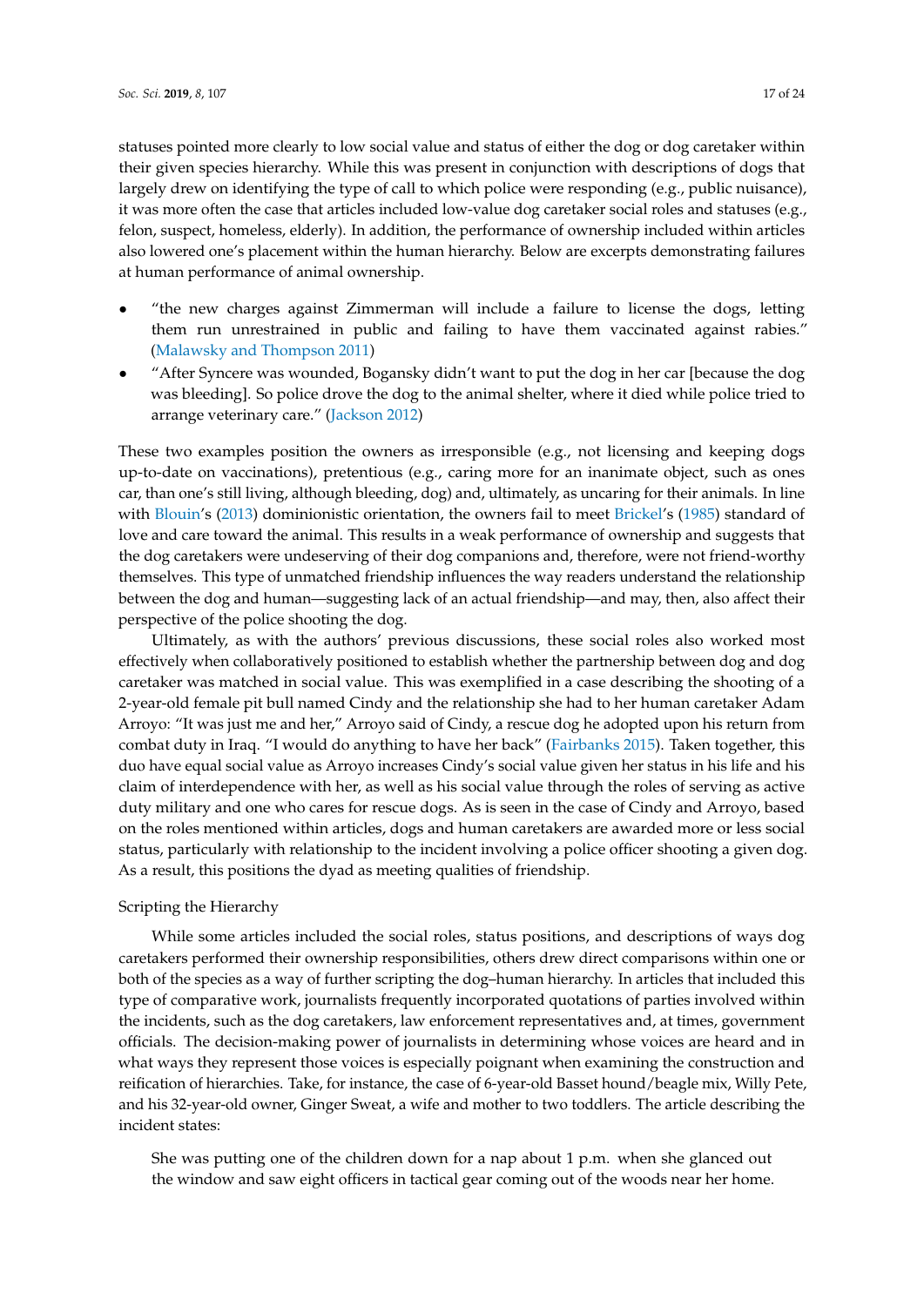statuses pointed more clearly to low social value and status of either the dog or dog caretaker within their given species hierarchy. While this was present in conjunction with descriptions of dogs that largely drew on identifying the type of call to which police were responding (e.g., public nuisance), it was more often the case that articles included low-value dog caretaker social roles and statuses (e.g., felon, suspect, homeless, elderly). In addition, the performance of ownership included within articles also lowered one's placement within the human hierarchy. Below are excerpts demonstrating failures at human performance of animal ownership.

- "the new charges against Zimmerman will include a failure to license the dogs, letting them run unrestrained in public and failing to have them vaccinated against rabies." (Malawsky and Thompson 2011)
- "After Syncere was wounded, Bogansky didn't want to put the dog in her car [because the dog was bleeding]. So police drove the dog to the animal shelter, where it died while police tried to arrange veterinary care." (Jackson 2012)

These two examples position the owners as irresponsible (e.g., not licensing and keeping dogs up-to-date on vaccinations), pretentious (e.g., caring more for an inanimate object, such as ones car, than one's still living, although bleeding, dog) and, ultimately, as uncaring for their animals. In line with Blouin's (2013) dominionistic orientation, the owners fail to meet Brickel's (1985) standard of love and care toward the animal. This results in a weak performance of ownership and suggests that the dog caretakers were undeserving of their dog companions and, therefore, were not friend-worthy themselves. This type of unmatched friendship influences the way readers understand the relationship between the dog and human—suggesting lack of an actual friendship—and may, then, also affect their perspective of the police shooting the dog.

Ultimately, as with the authors' previous discussions, these social roles also worked most effectively when collaboratively positioned to establish whether the partnership between dog and dog caretaker was matched in social value. This was exemplified in a case describing the shooting of a 2-year-old female pit bull named Cindy and the relationship she had to her human caretaker Adam Arroyo: "It was just me and her," Arroyo said of Cindy, a rescue dog he adopted upon his return from combat duty in Iraq. "I would do anything to have her back" (Fairbanks 2015). Taken together, this duo have equal social value as Arroyo increases Cindy's social value given her status in his life and his claim of interdependence with her, as well as his social value through the roles of serving as active duty military and one who cares for rescue dogs. As is seen in the case of Cindy and Arroyo, based on the roles mentioned within articles, dogs and human caretakers are awarded more or less social status, particularly with relationship to the incident involving a police officer shooting a given dog. As a result, this positions the dyad as meeting qualities of friendship.

Scripting the Hierarchy

While some articles included the social roles, status positions, and descriptions of ways dog caretakers performed their ownership responsibilities, others drew direct comparisons within one or both of the species as a way of further scripting the dog–human hierarchy. In articles that included this type of comparative work, journalists frequently incorporated quotations of parties involved within the incidents, such as the dog caretakers, law enforcement representatives and, at times, government officials. The decision-making power of journalists in determining whose voices are heard and in what ways they represent those voices is especially poignant when examining the construction and reification of hierarchies. Take, for instance, the case of 6-year-old Basset hound/beagle mix, Willy Pete, and his 32-year-old owner, Ginger Sweat, a wife and mother to two toddlers. The article describing the incident states:

> She was putting one of the children down for a nap about 1 p.m. when she glanced out the window and saw eight officers in tactical gear coming out of the woods near her home.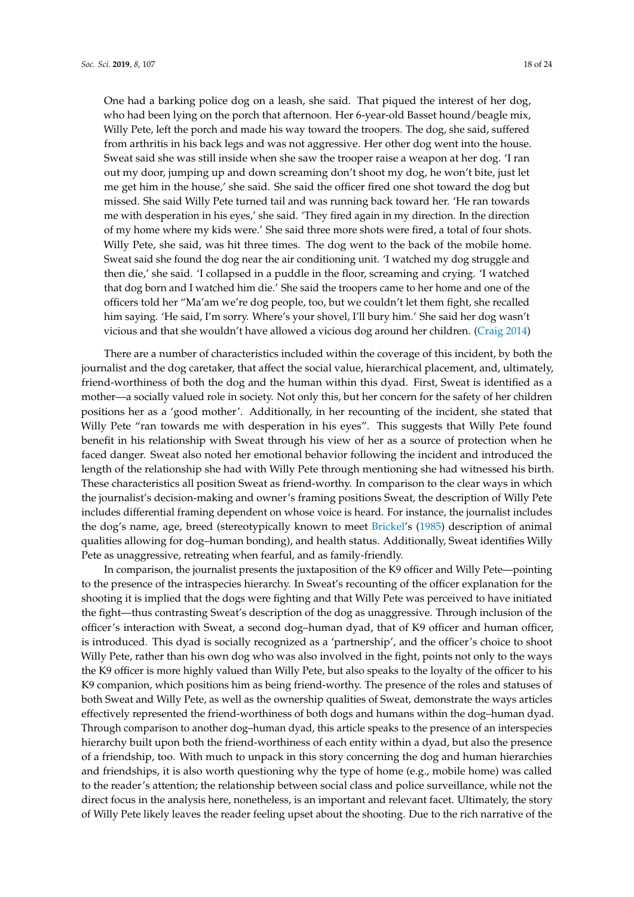One had a barking police dog on a leash, she said. That piqued the interest of her dog, who had been lying on the porch that afternoon. Her 6-year-old Basset hound/beagle mix, Willy Pete, left the porch and made his way toward the troopers. The dog, she said, suffered from arthritis in his back legs and was not aggressive. Her other dog went into the house. Sweat said she was still inside when she saw the trooper raise a weapon at her dog. 'I ran out my door, jumping up and down screaming don't shoot my dog, he won't bite, just let me get him in the house,' she said. She said the officer fired one shot toward the dog but missed. She said Willy Pete turned tail and was running back toward her. 'He ran towards me with desperation in his eyes,' she said. 'They fired again in my direction. In the direction of my home where my kids were.' She said three more shots were fired, a total of four shots. Willy Pete, she said, was hit three times. The dog went to the back of the mobile home. Sweat said she found the dog near the air conditioning unit. 'I watched my dog struggle and then die,' she said. 'I collapsed in a puddle in the floor, screaming and crying. 'I watched that dog born and I watched him die.' She said the troopers came to her home and one of the officers told her "Ma'am we're dog people, too, but we couldn't let them fight, she recalled him saying. 'He said, I'm sorry. Where's your shovel, I'll bury him.' She said her dog wasn't vicious and that she wouldn't have allowed a vicious dog around her children. (Craig 2014)

There are a number of characteristics included within the coverage of this incident, by both the journalist and the dog caretaker, that affect the social value, hierarchical placement, and, ultimately, friend-worthiness of both the dog and the human within this dyad. First, Sweat is identified as a mother—a socially valued role in society. Not only this, but her concern for the safety of her children positions her as a 'good mother'. Additionally, in her recounting of the incident, she stated that Willy Pete "ran towards me with desperation in his eyes". This suggests that Willy Pete found benefit in his relationship with Sweat through his view of her as a source of protection when he faced danger. Sweat also noted her emotional behavior following the incident and introduced the length of the relationship she had with Willy Pete through mentioning she had witnessed his birth. These characteristics all position Sweat as friend-worthy. In comparison to the clear ways in which the journalist's decision-making and owner's framing positions Sweat, the description of Willy Pete includes differential framing dependent on whose voice is heard. For instance, the journalist includes the dog's name, age, breed (stereotypically known to meet Brickel's (1985) description of animal qualities allowing for dog–human bonding), and health status. Additionally, Sweat identifies Willy Pete as unaggressive, retreating when fearful, and as family-friendly.

In comparison, the journalist presents the juxtaposition of the K9 officer and Willy Pete—pointing to the presence of the intraspecies hierarchy. In Sweat's recounting of the officer explanation for the shooting it is implied that the dogs were fighting and that Willy Pete was perceived to have initiated the fight—thus contrasting Sweat's description of the dog as unaggressive. Through inclusion of the officer's interaction with Sweat, a second dog–human dyad, that of K9 officer and human officer, is introduced. This dyad is socially recognized as a 'partnership', and the officer's choice to shoot Willy Pete, rather than his own dog who was also involved in the fight, points not only to the ways the K9 officer is more highly valued than Willy Pete, but also speaks to the loyalty of the officer to his K9 companion, which positions him as being friend-worthy. The presence of the roles and statuses of both Sweat and Willy Pete, as well as the ownership qualities of Sweat, demonstrate the ways articles effectively represented the friend-worthiness of both dogs and humans within the dog–human dyad. Through comparison to another dog–human dyad, this article speaks to the presence of an interspecies hierarchy built upon both the friend-worthiness of each entity within a dyad, but also the presence of a friendship, too. With much to unpack in this story concerning the dog and human hierarchies and friendships, it is also worth questioning why the type of home (e.g., mobile home) was called to the reader's attention; the relationship between social class and police surveillance, while not the direct focus in the analysis here, nonetheless, is an important and relevant facet. Ultimately, the story of Willy Pete likely leaves the reader feeling upset about the shooting. Due to the rich narrative of the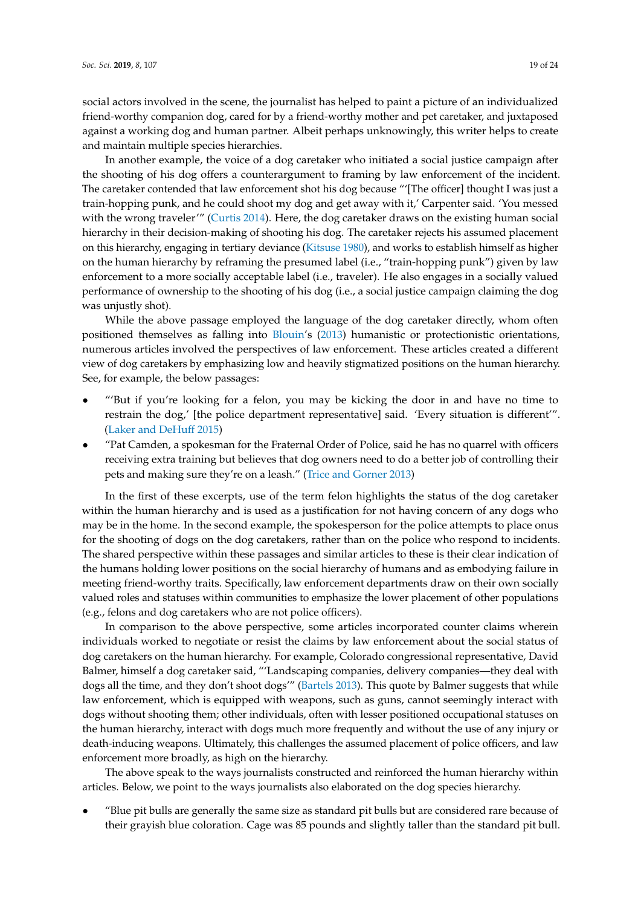social actors involved in the scene, the journalist has helped to paint a picture of an individualized friend-worthy companion dog, cared for by a friend-worthy mother and pet caretaker, and juxtaposed against a working dog and human partner. Albeit perhaps unknowingly, this writer helps to create and maintain multiple species hierarchies.

In another example, the voice of a dog caretaker who initiated a social justice campaign after the shooting of his dog offers a counterargument to framing by law enforcement of the incident. The caretaker contended that law enforcement shot his dog because "'[The officer] thought I was just a train-hopping punk, and he could shoot my dog and get away with it,' Carpenter said. 'You messed with the wrong traveler'" (Curtis 2014). Here, the dog caretaker draws on the existing human social hierarchy in their decision-making of shooting his dog. The caretaker rejects his assumed placement on this hierarchy, engaging in tertiary deviance (Kitsuse 1980), and works to establish himself as higher on the human hierarchy by reframing the presumed label (i.e., "train-hopping punk") given by law enforcement to a more socially acceptable label (i.e., traveler). He also engages in a socially valued performance of ownership to the shooting of his dog (i.e., a social justice campaign claiming the dog was unjustly shot).

While the above passage employed the language of the dog caretaker directly, whom often positioned themselves as falling into Blouin's (2013) humanistic or protectionistic orientations, numerous articles involved the perspectives of law enforcement. These articles created a different view of dog caretakers by emphasizing low and heavily stigmatized positions on the human hierarchy. See, for example, the below passages:

- "'But if you're looking for a felon, you may be kicking the door in and have no time to restrain the dog,' [the police department representative] said. 'Every situation is different'". (Laker and DeHuff 2015)
- "Pat Camden, a spokesman for the Fraternal Order of Police, said he has no quarrel with officers receiving extra training but believes that dog owners need to do a better job of controlling their pets and making sure they're on a leash." (Trice and Gorner 2013)

In the first of these excerpts, use of the term felon highlights the status of the dog caretaker within the human hierarchy and is used as a justification for not having concern of any dogs who may be in the home. In the second example, the spokesperson for the police attempts to place onus for the shooting of dogs on the dog caretakers, rather than on the police who respond to incidents. The shared perspective within these passages and similar articles to these is their clear indication of the humans holding lower positions on the social hierarchy of humans and as embodying failure in meeting friend-worthy traits. Specifically, law enforcement departments draw on their own socially valued roles and statuses within communities to emphasize the lower placement of other populations (e.g., felons and dog caretakers who are not police officers).

In comparison to the above perspective, some articles incorporated counter claims wherein individuals worked to negotiate or resist the claims by law enforcement about the social status of dog caretakers on the human hierarchy. For example, Colorado congressional representative, David Balmer, himself a dog caretaker said, "'Landscaping companies, delivery companies—they deal with dogs all the time, and they don't shoot dogs'" (Bartels 2013). This quote by Balmer suggests that while law enforcement, which is equipped with weapons, such as guns, cannot seemingly interact with dogs without shooting them; other individuals, often with lesser positioned occupational statuses on the human hierarchy, interact with dogs much more frequently and without the use of any injury or death-inducing weapons. Ultimately, this challenges the assumed placement of police officers, and law enforcement more broadly, as high on the hierarchy.

The above speak to the ways journalists constructed and reinforced the human hierarchy within articles. Below, we point to the ways journalists also elaborated on the dog species hierarchy.

- "Blue pit bulls are generally the same size as standard pit bulls but are considered rare because of their grayish blue coloration. Cage was 85 pounds and slightly taller than the standard pit bull.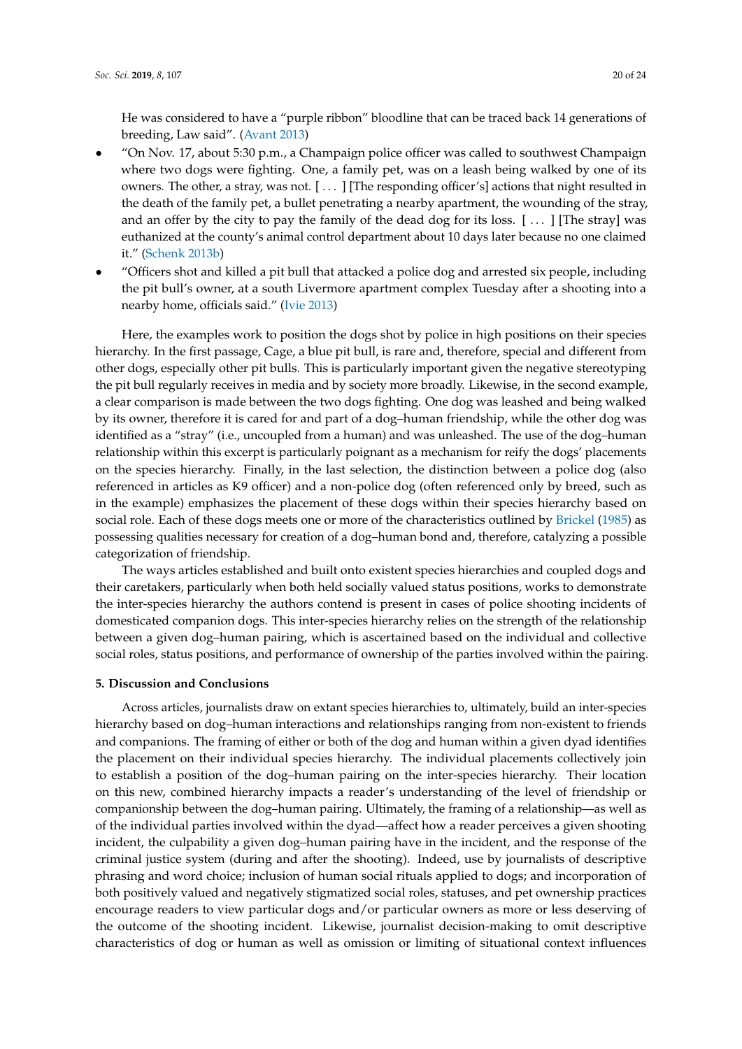He was considered to have a "purple ribbon" bloodline that can be traced back 14 generations of breeding, Law said". (Avant 2013)

- "On Nov. 17, about 5:30 p.m., a Champaign police officer was called to southwest Champaign where two dogs were fighting. One, a family pet, was on a leash being walked by one of its owners. The other, a stray, was not. [ . . . ] [The responding officer's] actions that night resulted in the death of the family pet, a bullet penetrating a nearby apartment, the wounding of the stray, and an offer by the city to pay the family of the dead dog for its loss. [ . . . ] [The stray] was euthanized at the county's animal control department about 10 days later because no one claimed it." (Schenk 2013b)
- "Officers shot and killed a pit bull that attacked a police dog and arrested six people, including the pit bull's owner, at a south Livermore apartment complex Tuesday after a shooting into a nearby home, officials said." (Ivie 2013)

Here, the examples work to position the dogs shot by police in high positions on their species hierarchy. In the first passage, Cage, a blue pit bull, is rare and, therefore, special and different from other dogs, especially other pit bulls. This is particularly important given the negative stereotyping the pit bull regularly receives in media and by society more broadly. Likewise, in the second example, a clear comparison is made between the two dogs fighting. One dog was leashed and being walked by its owner, therefore it is cared for and part of a dog–human friendship, while the other dog was identified as a "stray" (i.e., uncoupled from a human) and was unleashed. The use of the dog–human relationship within this excerpt is particularly poignant as a mechanism for reify the dogs' placements on the species hierarchy. Finally, in the last selection, the distinction between a police dog (also referenced in articles as K9 officer) and a non-police dog (often referenced only by breed, such as in the example) emphasizes the placement of these dogs within their species hierarchy based on social role. Each of these dogs meets one or more of the characteristics outlined by Brickel (1985) as possessing qualities necessary for creation of a dog–human bond and, therefore, catalyzing a possible categorization of friendship.

The ways articles established and built onto existent species hierarchies and coupled dogs and their caretakers, particularly when both held socially valued status positions, works to demonstrate the inter-species hierarchy the authors contend is present in cases of police shooting incidents of domesticated companion dogs. This inter-species hierarchy relies on the strength of the relationship between a given dog–human pairing, which is ascertained based on the individual and collective social roles, status positions, and performance of ownership of the parties involved within the pairing.

## 5. Discussion and Conclusions

Across articles, journalists draw on extant species hierarchies to, ultimately, build an inter-species hierarchy based on dog–human interactions and relationships ranging from non-existent to friends and companions. The framing of either or both of the dog and human within a given dyad identifies the placement on their individual species hierarchy. The individual placements collectively join to establish a position of the dog–human pairing on the inter-species hierarchy. Their location on this new, combined hierarchy impacts a reader's understanding of the level of friendship or companionship between the dog–human pairing. Ultimately, the framing of a relationship—as well as of the individual parties involved within the dyad—affect how a reader perceives a given shooting incident, the culpability a given dog–human pairing have in the incident, and the response of the criminal justice system (during and after the shooting). Indeed, use by journalists of descriptive phrasing and word choice; inclusion of human social rituals applied to dogs; and incorporation of both positively valued and negatively stigmatized social roles, statuses, and pet ownership practices encourage readers to view particular dogs and/or particular owners as more or less deserving of the outcome of the shooting incident. Likewise, journalist decision-making to omit descriptive characteristics of dog or human as well as omission or limiting of situational context influences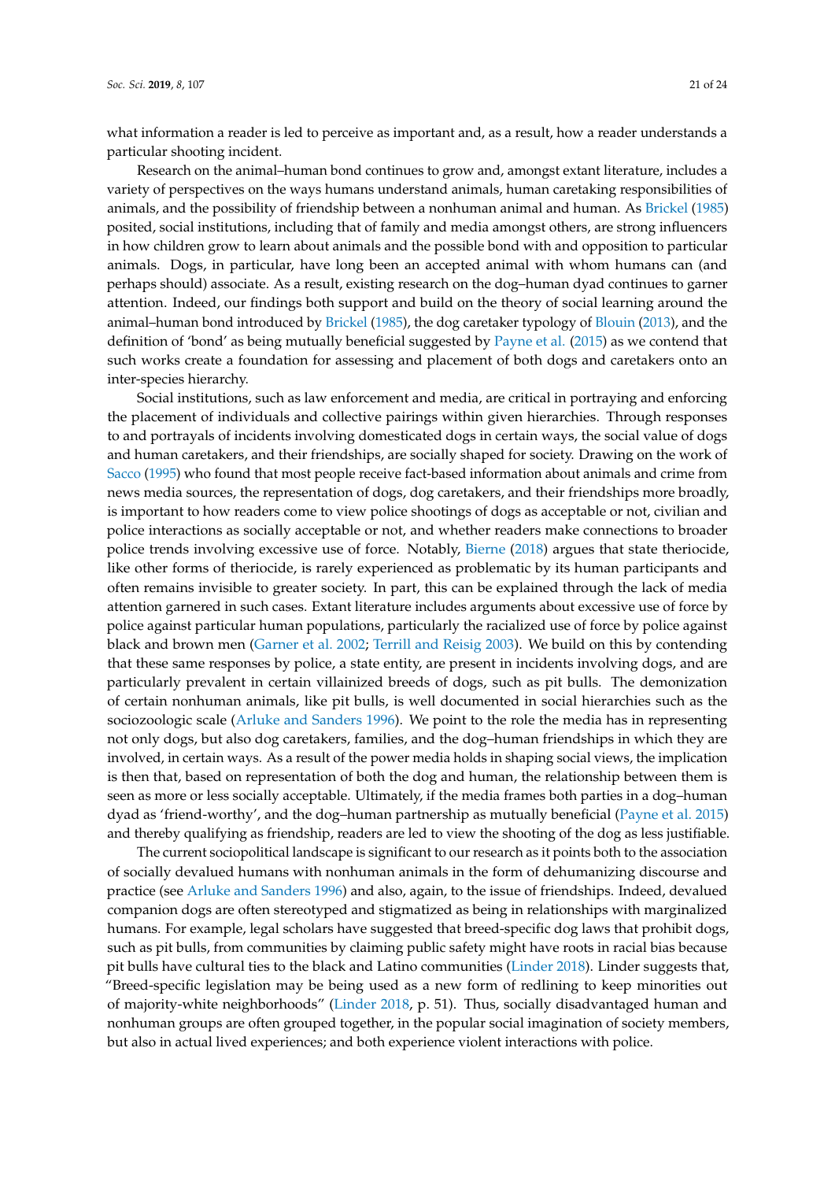what information a reader is led to perceive as important and, as a result, how a reader understands a particular shooting incident.

Research on the animal–human bond continues to grow and, amongst extant literature, includes a variety of perspectives on the ways humans understand animals, human caretaking responsibilities of animals, and the possibility of friendship between a nonhuman animal and human. As Brickel (1985) posited, social institutions, including that of family and media amongst others, are strong influencers in how children grow to learn about animals and the possible bond with and opposition to particular animals. Dogs, in particular, have long been an accepted animal with whom humans can (and perhaps should) associate. As a result, existing research on the dog–human dyad continues to garner attention. Indeed, our findings both support and build on the theory of social learning around the animal–human bond introduced by Brickel (1985), the dog caretaker typology of Blouin (2013), and the definition of 'bond' as being mutually beneficial suggested by Payne et al. (2015) as we contend that such works create a foundation for assessing and placement of both dogs and caretakers onto an inter-species hierarchy.

Social institutions, such as law enforcement and media, are critical in portraying and enforcing the placement of individuals and collective pairings within given hierarchies. Through responses to and portrayals of incidents involving domesticated dogs in certain ways, the social value of dogs and human caretakers, and their friendships, are socially shaped for society. Drawing on the work of Sacco (1995) who found that most people receive fact-based information about animals and crime from news media sources, the representation of dogs, dog caretakers, and their friendships more broadly, is important to how readers come to view police shootings of dogs as acceptable or not, civilian and police interactions as socially acceptable or not, and whether readers make connections to broader police trends involving excessive use of force. Notably, Bierne (2018) argues that state theriocide, like other forms of theriocide, is rarely experienced as problematic by its human participants and often remains invisible to greater society. In part, this can be explained through the lack of media attention garnered in such cases. Extant literature includes arguments about excessive use of force by police against particular human populations, particularly the racialized use of force by police against black and brown men (Garner et al. 2002; Terrill and Reisig 2003). We build on this by contending that these same responses by police, a state entity, are present in incidents involving dogs, and are particularly prevalent in certain villainized breeds of dogs, such as pit bulls. The demonization of certain nonhuman animals, like pit bulls, is well documented in social hierarchies such as the sociozoologic scale (Arluke and Sanders 1996). We point to the role the media has in representing not only dogs, but also dog caretakers, families, and the dog–human friendships in which they are involved, in certain ways. As a result of the power media holds in shaping social views, the implication is then that, based on representation of both the dog and human, the relationship between them is seen as more or less socially acceptable. Ultimately, if the media frames both parties in a dog–human dyad as 'friend-worthy', and the dog–human partnership as mutually beneficial (Payne et al. 2015) and thereby qualifying as friendship, readers are led to view the shooting of the dog as less justifiable.

The current sociopolitical landscape is significant to our research as it points both to the association of socially devalued humans with nonhuman animals in the form of dehumanizing discourse and practice (see Arluke and Sanders 1996) and also, again, to the issue of friendships. Indeed, devalued companion dogs are often stereotyped and stigmatized as being in relationships with marginalized humans. For example, legal scholars have suggested that breed-specific dog laws that prohibit dogs, such as pit bulls, from communities by claiming public safety might have roots in racial bias because pit bulls have cultural ties to the black and Latino communities (Linder 2018). Linder suggests that, "Breed-specific legislation may be being used as a new form of redlining to keep minorities out of majority-white neighborhoods" (Linder 2018, p. 51). Thus, socially disadvantaged human and nonhuman groups are often grouped together, in the popular social imagination of society members, but also in actual lived experiences; and both experience violent interactions with police.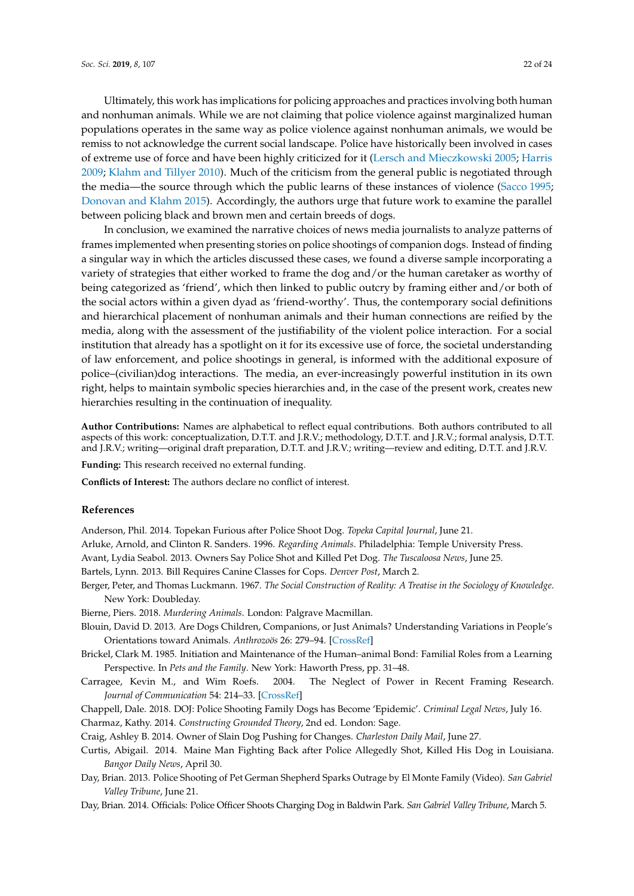Ultimately, this work has implications for policing approaches and practices involving both human and nonhuman animals. While we are not claiming that police violence against marginalized human populations operates in the same way as police violence against nonhuman animals, we would be remiss to not acknowledge the current social landscape. Police have historically been involved in cases of extreme use of force and have been highly criticized for it (Lersch and Mieczkowski 2005; Harris 2009; Klahm and Tillyer 2010). Much of the criticism from the general public is negotiated through the media—the source through which the public learns of these instances of violence (Sacco 1995; Donovan and Klahm 2015). Accordingly, the authors urge that future work to examine the parallel between policing black and brown men and certain breeds of dogs.

In conclusion, we examined the narrative choices of news media journalists to analyze patterns of frames implemented when presenting stories on police shootings of companion dogs. Instead of finding a singular way in which the articles discussed these cases, we found a diverse sample incorporating a variety of strategies that either worked to frame the dog and/or the human caretaker as worthy of being categorized as 'friend', which then linked to public outcry by framing either and/or both of the social actors within a given dyad as 'friend-worthy'. Thus, the contemporary social definitions and hierarchical placement of nonhuman animals and their human connections are reified by the media, along with the assessment of the justifiability of the violent police interaction. For a social institution that already has a spotlight on it for its excessive use of force, the societal understanding of law enforcement, and police shootings in general, is informed with the additional exposure of police–(civilian)dog interactions. The media, an ever-increasingly powerful institution in its own right, helps to maintain symbolic species hierarchies and, in the case of the present work, creates new hierarchies resulting in the continuation of inequality.

**Author Contributions:** Names are alphabetical to reflect equal contributions. Both authors contributed to all aspects of this work: conceptualization, D.T.T. and J.R.V.; methodology, D.T.T. and J.R.V.; formal analysis, D.T.T. and J.R.V.; writing—original draft preparation, D.T.T. and J.R.V.; writing—review and editing, D.T.T. and J.R.V.

**Funding:** This research received no external funding.

**Conflicts of Interest:** The authors declare no conflict of interest.

## References

Anderson, Phil. 2014. Topekan Furious after Police Shoot Dog. *Topeka Capital Journal*, June 21.

Arluke, Arnold, and Clinton R. Sanders. 1996. *Regarding Animals*. Philadelphia: Temple University Press.

Avant, Lydia Seabol. 2013. Owners Say Police Shot and Killed Pet Dog. *The Tuscaloosa News*, June 25.

Bartels, Lynn. 2013. Bill Requires Canine Classes for Cops. *Denver Post*, March 2.

Berger, Peter, and Thomas Luckmann. 1967. *The Social Construction of Reality: A Treatise in the Sociology of Knowledge*. New York: Doubleday.

Bierne, Piers. 2018. *Murdering Animals*. London: Palgrave Macmillan.

Blouin, David D. 2013. Are Dogs Children, Companions, or Just Animals? Understanding Variations in People's Orientations toward Animals. *Anthrozoös* 26: 279–94. [CrossRef]

Brickel, Clark M. 1985. Initiation and Maintenance of the Human–animal Bond: Familial Roles from a Learning Perspective. In *Pets and the Family*. New York: Haworth Press, pp. 31–48.

Carragee, Kevin M., and Wim Roefs. 2004. The Neglect of Power in Recent Framing Research. *Journal of Communication* 54: 214–33. [CrossRef]

Chappell, Dale. 2018. DOJ: Police Shooting Family Dogs has Become 'Epidemic'. *Criminal Legal News*, July 16.

Charmaz, Kathy. 2014. *Constructing Grounded Theory*, 2nd ed. London: Sage.

Craig, Ashley B. 2014. Owner of Slain Dog Pushing for Changes. *Charleston Daily Mail*, June 27.

Curtis, Abigail. 2014. Maine Man Fighting Back after Police Allegedly Shot, Killed His Dog in Louisiana. *Bangor Daily News*, April 30.

Day, Brian. 2013. Police Shooting of Pet German Shepherd Sparks Outrage by El Monte Family (Video). *San Gabriel Valley Tribune*, June 21.

Day, Brian. 2014. Officials: Police Officer Shoots Charging Dog in Baldwin Park. *San Gabriel Valley Tribune*, March 5.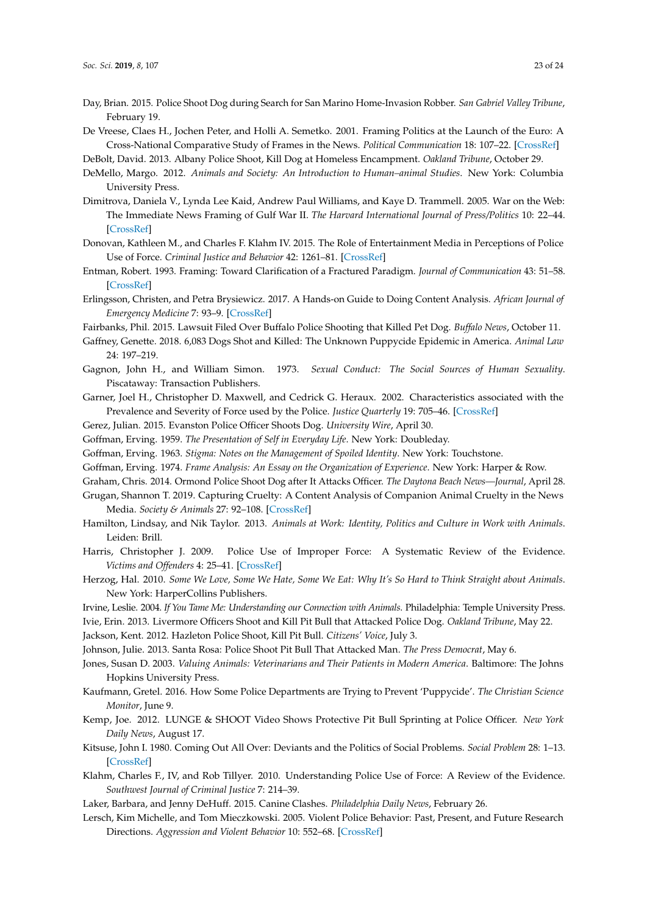Day, Brian. 2015. Police Shoot Dog during Search for San Marino Home-Invasion Robber. *San Gabriel Valley Tribune*, February 19.

De Vreese, Claes H., Jochen Peter, and Holli A. Semetko. 2001. Framing Politics at the Launch of the Euro: A Cross-National Comparative Study of Frames in the News. *Political Communication* 18: 107–22. [CrossRef]

DeBolt, David. 2013. Albany Police Shoot, Kill Dog at Homeless Encampment. *Oakland Tribune*, October 29.

DeMello, Margo. 2012. *Animals and Society: An Introduction to Human–animal Studies*. New York: Columbia University Press.

Dimitrova, Daniela V., Lynda Lee Kaid, Andrew Paul Williams, and Kaye D. Trammell. 2005. War on the Web: The Immediate News Framing of Gulf War II. *The Harvard International Journal of Press/Politics* 10: 22–44. [CrossRef]

Donovan, Kathleen M., and Charles F. Klahm IV. 2015. The Role of Entertainment Media in Perceptions of Police Use of Force. *Criminal Justice and Behavior* 42: 1261–81. [CrossRef]

Entman, Robert. 1993. Framing: Toward Clarification of a Fractured Paradigm. *Journal of Communication* 43: 51–58. [CrossRef]

Erlingsson, Christen, and Petra Brysiewicz. 2017. A Hands-on Guide to Doing Content Analysis. *African Journal of Emergency Medicine* 7: 93–9. [CrossRef]

Fairbanks, Phil. 2015. Lawsuit Filed Over Buffalo Police Shooting that Killed Pet Dog. *Buffalo News*, October 11.

Gaffney, Genette. 2018. 6,083 Dogs Shot and Killed: The Unknown Puppycide Epidemic in America. *Animal Law* 24: 197–219.

Gagnon, John H., and William Simon. 1973. *Sexual Conduct: The Social Sources of Human Sexuality*. Piscataway: Transaction Publishers.

Garner, Joel H., Christopher D. Maxwell, and Cedrick G. Heraux. 2002. Characteristics associated with the Prevalence and Severity of Force used by the Police. *Justice Quarterly* 19: 705–46. [CrossRef]

Gerez, Julian. 2015. Evanston Police Officer Shoots Dog. *University Wire*, April 30.

Goffman, Erving. 1959. *The Presentation of Self in Everyday Life*. New York: Doubleday.

Goffman, Erving. 1963. *Stigma: Notes on the Management of Spoiled Identity*. New York: Touchstone.

Goffman, Erving. 1974. *Frame Analysis: An Essay on the Organization of Experience*. New York: Harper & Row.

Graham, Chris. 2014. Ormond Police Shoot Dog after It Attacks Officer. *The Daytona Beach News—Journal*, April 28.

Grugan, Shannon T. 2019. Capturing Cruelty: A Content Analysis of Companion Animal Cruelty in the News Media. *Society & Animals* 27: 92–108. [CrossRef]

Hamilton, Lindsay, and Nik Taylor. 2013. *Animals at Work: Identity, Politics and Culture in Work with Animals*. Leiden: Brill.

Harris, Christopher J. 2009. Police Use of Improper Force: A Systematic Review of the Evidence. *Victims and Offenders* 4: 25–41. [CrossRef]

Herzog, Hal. 2010. *Some We Love, Some We Hate, Some We Eat: Why It's So Hard to Think Straight about Animals*. New York: HarperCollins Publishers.

Irvine, Leslie. 2004. *If You Tame Me: Understanding our Connection with Animals*. Philadelphia: Temple University Press.

Ivie, Erin. 2013. Livermore Officers Shoot and Kill Pit Bull that Attacked Police Dog. *Oakland Tribune*, May 22.

Jackson, Kent. 2012. Hazleton Police Shoot, Kill Pit Bull. *Citizens' Voice*, July 3.

Johnson, Julie. 2013. Santa Rosa: Police Shoot Pit Bull That Attacked Man. *The Press Democrat*, May 6.

Jones, Susan D. 2003. *Valuing Animals: Veterinarians and Their Patients in Modern America*. Baltimore: The Johns Hopkins University Press.

Kaufmann, Gretel. 2016. How Some Police Departments are Trying to Prevent 'Puppycide'. *The Christian Science Monitor*, June 9.

Kemp, Joe. 2012. LUNGE & SHOOT Video Shows Protective Pit Bull Sprinting at Police Officer. *New York Daily News*, August 17.

Kitsuse, John I. 1980. Coming Out All Over: Deviants and the Politics of Social Problems. *Social Problem* 28: 1–13. [CrossRef]

Klahm, Charles F., IV, and Rob Tillyer. 2010. Understanding Police Use of Force: A Review of the Evidence. *Southwest Journal of Criminal Justice* 7: 214–39.

Laker, Barbara, and Jenny DeHuff. 2015. Canine Clashes. *Philadelphia Daily News*, February 26.

Lersch, Kim Michelle, and Tom Mieczkowski. 2005. Violent Police Behavior: Past, Present, and Future Research Directions. *Aggression and Violent Behavior* 10: 552–68. [CrossRef]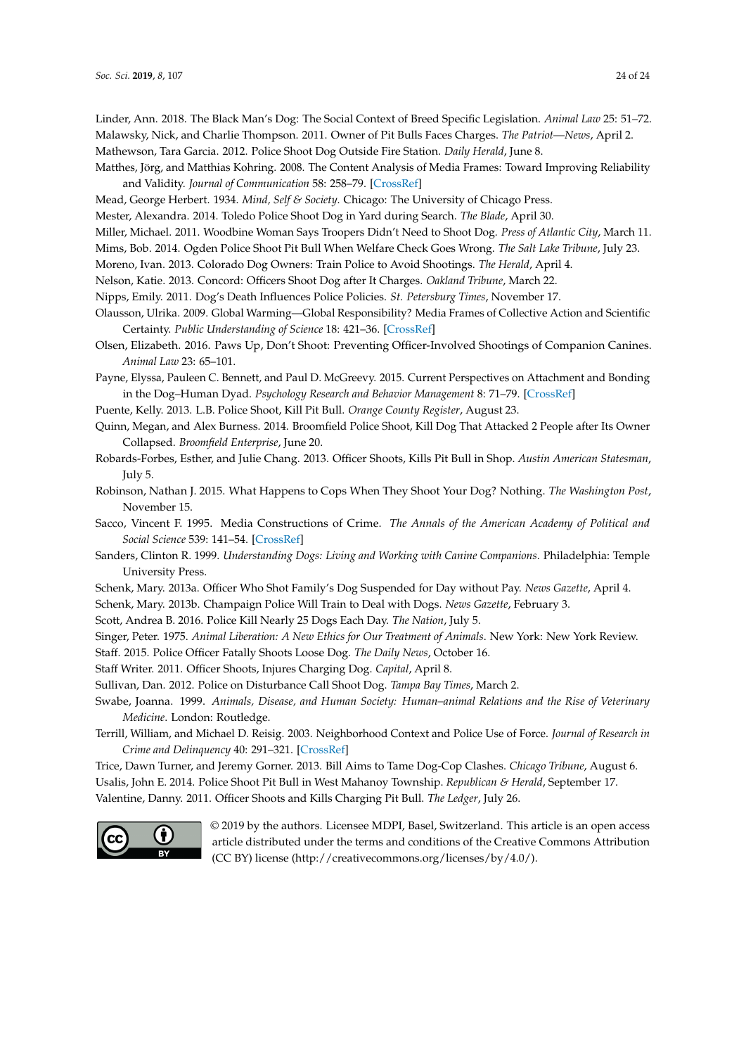Linder, Ann. 2018. The Black Man's Dog: The Social Context of Breed Specific Legislation. *Animal Law* 25: 51–72.

Malawsky, Nick, and Charlie Thompson. 2011. Owner of Pit Bulls Faces Charges. *The Patriot—News*, April 2.

Mathewson, Tara Garcia. 2012. Police Shoot Dog Outside Fire Station. *Daily Herald*, June 8.

Matthes, Jörg, and Matthias Kohring. 2008. The Content Analysis of Media Frames: Toward Improving Reliability and Validity. *Journal of Communication* 58: 258–79. [CrossRef]

Mead, George Herbert. 1934. *Mind, Self & Society*. Chicago: The University of Chicago Press.

Mester, Alexandra. 2014. Toledo Police Shoot Dog in Yard during Search. *The Blade*, April 30.

Miller, Michael. 2011. Woodbine Woman Says Troopers Didn't Need to Shoot Dog. *Press of Atlantic City*, March 11.

Mims, Bob. 2014. Ogden Police Shoot Pit Bull When Welfare Check Goes Wrong. *The Salt Lake Tribune*, July 23.

Moreno, Ivan. 2013. Colorado Dog Owners: Train Police to Avoid Shootings. *The Herald*, April 4.

Nelson, Katie. 2013. Concord: Officers Shoot Dog after It Charges. *Oakland Tribune*, March 22.

Nipps, Emily. 2011. Dog's Death Influences Police Policies. *St. Petersburg Times*, November 17.

Olausson, Ulrika. 2009. Global Warming—Global Responsibility? Media Frames of Collective Action and Scientific Certainty. *Public Understanding of Science* 18: 421–36. [CrossRef]

Olsen, Elizabeth. 2016. Paws Up, Don't Shoot: Preventing Officer-Involved Shootings of Companion Canines. *Animal Law* 23: 65–101.

Payne, Elyssa, Pauleen C. Bennett, and Paul D. McGreevy. 2015. Current Perspectives on Attachment and Bonding in the Dog–Human Dyad. *Psychology Research and Behavior Management* 8: 71–79. [CrossRef]

Puente, Kelly. 2013. L.B. Police Shoot, Kill Pit Bull. *Orange County Register*, August 23.

Quinn, Megan, and Alex Burness. 2014. Broomfield Police Shoot, Kill Dog That Attacked 2 People after Its Owner Collapsed. *Broomfield Enterprise*, June 20.

Robards-Forbes, Esther, and Julie Chang. 2013. Officer Shoots, Kills Pit Bull in Shop. *Austin American Statesman*, July 5.

Robinson, Nathan J. 2015. What Happens to Cops When They Shoot Your Dog? Nothing. *The Washington Post*, November 15.

Sacco, Vincent F. 1995. Media Constructions of Crime. *The Annals of the American Academy of Political and Social Science* 539: 141–54. [CrossRef]

Sanders, Clinton R. 1999. *Understanding Dogs: Living and Working with Canine Companions*. Philadelphia: Temple University Press.

Schenk, Mary. 2013a. Officer Who Shot Family's Dog Suspended for Day without Pay. *News Gazette*, April 4.

Schenk, Mary. 2013b. Champaign Police Will Train to Deal with Dogs. *News Gazette*, February 3.

Scott, Andrea B. 2016. Police Kill Nearly 25 Dogs Each Day. *The Nation*, July 5.

Singer, Peter. 1975. *Animal Liberation: A New Ethics for Our Treatment of Animals*. New York: New York Review.

Staff. 2015. Police Officer Fatally Shoots Loose Dog. *The Daily News*, October 16.

Staff Writer. 2011. Officer Shoots, Injures Charging Dog. *Capital*, April 8.

Sullivan, Dan. 2012. Police on Disturbance Call Shoot Dog. *Tampa Bay Times*, March 2.

Swabe, Joanna. 1999. *Animals, Disease, and Human Society: Human–animal Relations and the Rise of Veterinary Medicine*. London: Routledge.

Terrill, William, and Michael D. Reisig. 2003. Neighborhood Context and Police Use of Force. *Journal of Research in Crime and Delinquency* 40: 291–321. [CrossRef]

Trice, Dawn Turner, and Jeremy Gorner. 2013. Bill Aims to Tame Dog-Cop Clashes. *Chicago Tribune*, August 6.

Usalis, John E. 2014. Police Shoot Pit Bull in West Mahanoy Township. *Republican & Herald*, September 17.

Valentine, Danny. 2011. Officer Shoots and Kills Charging Pit Bull. *The Ledger*, July 26.

© 2019 by the authors. Licensee MDPI, Basel, Switzerland. This article is an open access article distributed under the terms and conditions of the Creative Commons Attribution (CC BY) license (http://creativecommons.org/licenses/by/4.0/).